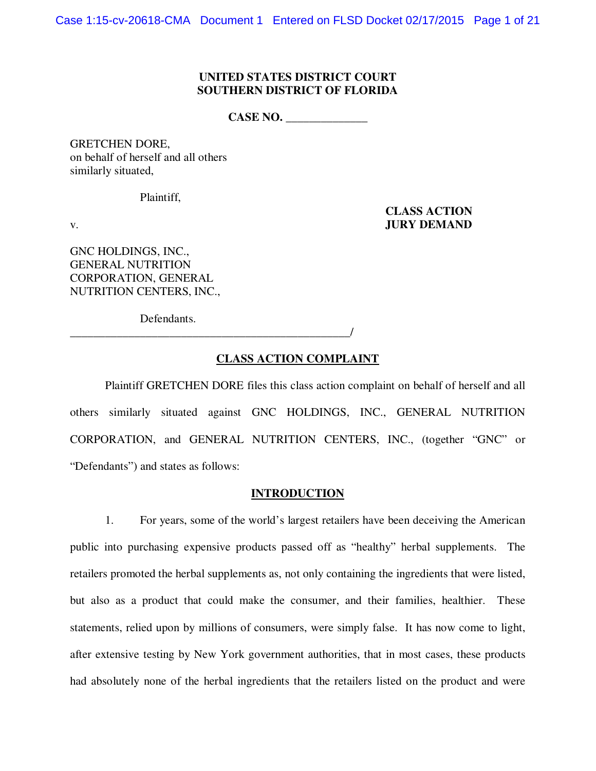**UNITED STATES DISTRICT COURT**
**SOUTHERN DISTRICT OF FLORIDA**

**CASE NO. ______________**

GRETCHEN DORE,
on behalf of herself and all others
similarly situated,

Plaintiff,

v.

**CLASS ACTION**
**JURY DEMAND**

GNC HOLDINGS, INC.,
GENERAL NUTRITION
CORPORATION, GENERAL
NUTRITION CENTERS, INC.,

Defendants.
_________________________________________________/

## CLASS ACTION COMPLAINT

Plaintiff GRETCHEN DORE files this class action complaint on behalf of herself and all others similarly situated against GNC HOLDINGS, INC., GENERAL NUTRITION CORPORATION, and GENERAL NUTRITION CENTERS, INC., (together "GNC" or "Defendants") and states as follows:

## INTRODUCTION

1. For years, some of the world's largest retailers have been deceiving the American public into purchasing expensive products passed off as "healthy" herbal supplements. The retailers promoted the herbal supplements as, not only containing the ingredients that were listed, but also as a product that could make the consumer, and their families, healthier. These statements, relied upon by millions of consumers, were simply false. It has now come to light, after extensive testing by New York government authorities, that in most cases, these products had absolutely none of the herbal ingredients that the retailers listed on the product and were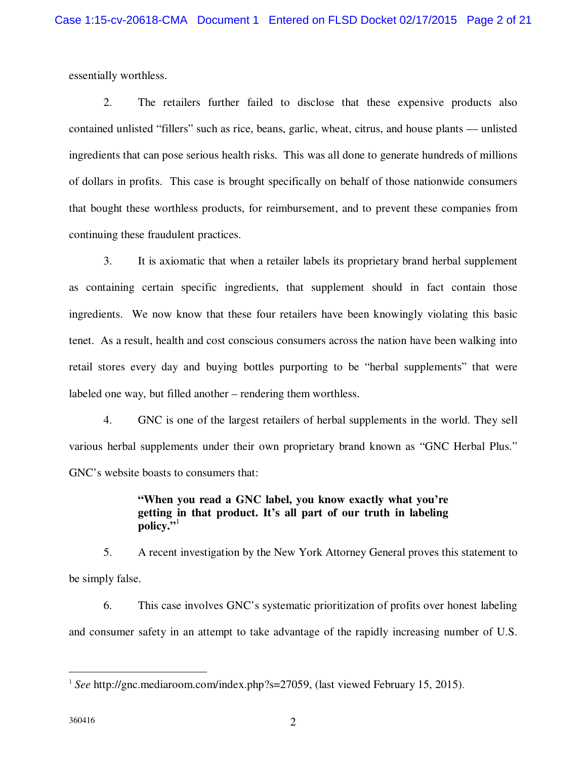essentially worthless.

2. The retailers further failed to disclose that these expensive products also contained unlisted "fillers" such as rice, beans, garlic, wheat, citrus, and house plants — unlisted ingredients that can pose serious health risks. This was all done to generate hundreds of millions of dollars in profits. This case is brought specifically on behalf of those nationwide consumers that bought these worthless products, for reimbursement, and to prevent these companies from continuing these fraudulent practices.

3. It is axiomatic that when a retailer labels its proprietary brand herbal supplement as containing certain specific ingredients, that supplement should in fact contain those ingredients. We now know that these four retailers have been knowingly violating this basic tenet. As a result, health and cost conscious consumers across the nation have been walking into retail stores every day and buying bottles purporting to be "herbal supplements" that were labeled one way, but filled another – rendering them worthless.

4. GNC is one of the largest retailers of herbal supplements in the world. They sell various herbal supplements under their own proprietary brand known as "GNC Herbal Plus." GNC's website boasts to consumers that:

> **"When you read a GNC label, you know exactly what you're getting in that product. It's all part of our truth in labeling policy."**[1]

5. A recent investigation by the New York Attorney General proves this statement to be simply false.

6. This case involves GNC's systematic prioritization of profits over honest labeling and consumer safety in an attempt to take advantage of the rapidly increasing number of U.S.

---

[1] *See* http://gnc.mediaroom.com/index.php?s=27059, (last viewed February 15, 2015).

360416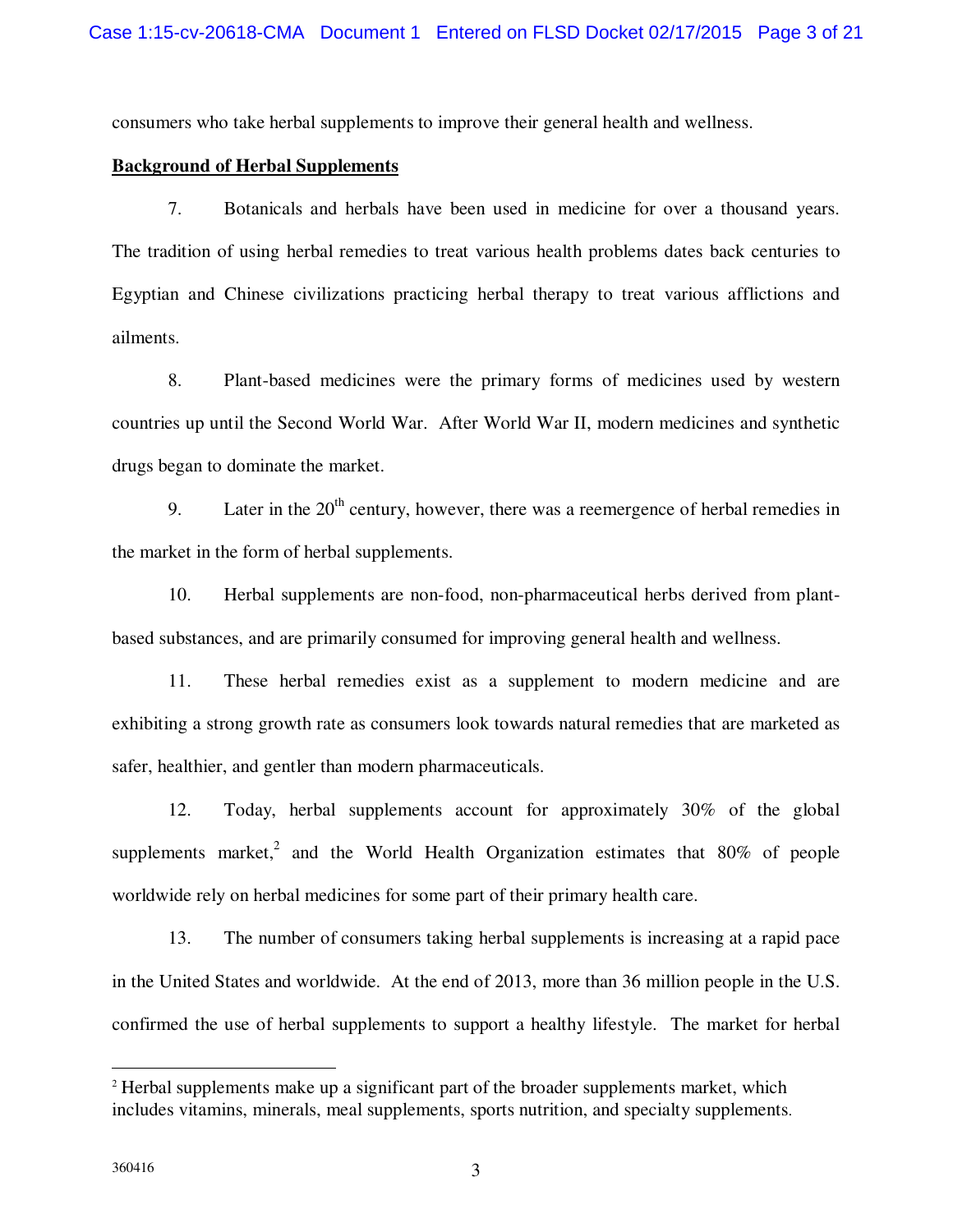consumers who take herbal supplements to improve their general health and wellness.

**Background of Herbal Supplements**

7. Botanicals and herbals have been used in medicine for over a thousand years. The tradition of using herbal remedies to treat various health problems dates back centuries to Egyptian and Chinese civilizations practicing herbal therapy to treat various afflictions and ailments.

8. Plant-based medicines were the primary forms of medicines used by western countries up until the Second World War. After World War II, modern medicines and synthetic drugs began to dominate the market.

9. Later in the 20th century, however, there was a reemergence of herbal remedies in the market in the form of herbal supplements.

10. Herbal supplements are non-food, non-pharmaceutical herbs derived from plant-based substances, and are primarily consumed for improving general health and wellness.

11. These herbal remedies exist as a supplement to modern medicine and are exhibiting a strong growth rate as consumers look towards natural remedies that are marketed as safer, healthier, and gentler than modern pharmaceuticals.

12. Today, herbal supplements account for approximately 30% of the global supplements market,[2] and the World Health Organization estimates that 80% of people worldwide rely on herbal medicines for some part of their primary health care.

13. The number of consumers taking herbal supplements is increasing at a rapid pace in the United States and worldwide. At the end of 2013, more than 36 million people in the U.S. confirmed the use of herbal supplements to support a healthy lifestyle. The market for herbal

---

[2] Herbal supplements make up a significant part of the broader supplements market, which includes vitamins, minerals, meal supplements, sports nutrition, and specialty supplements.

360416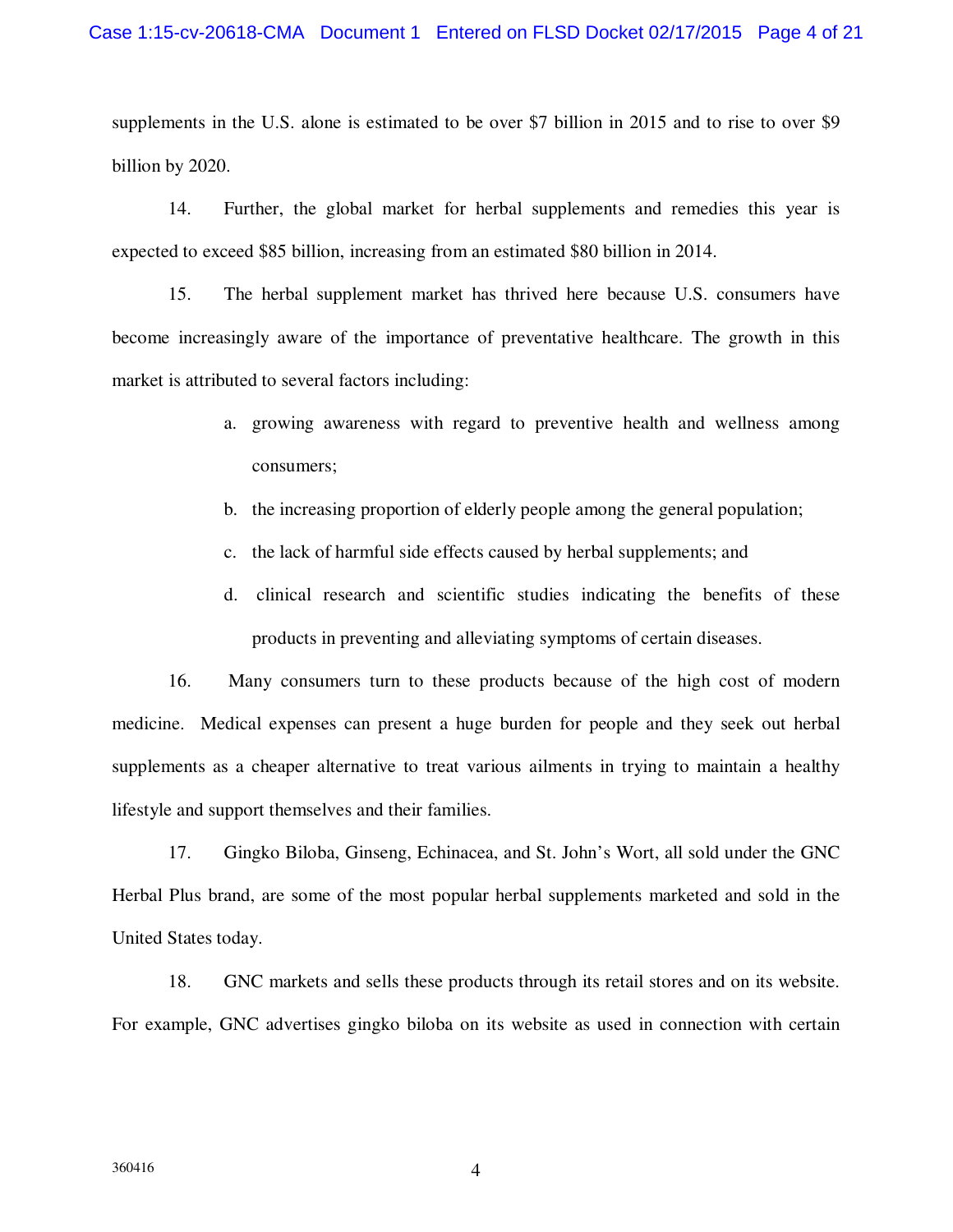supplements in the U.S. alone is estimated to be over $7 billion in 2015 and to rise to over $9 billion by 2020.

14. Further, the global market for herbal supplements and remedies this year is expected to exceed $85 billion, increasing from an estimated $80 billion in 2014.

15. The herbal supplement market has thrived here because U.S. consumers have become increasingly aware of the importance of preventative healthcare. The growth in this market is attributed to several factors including:

a. growing awareness with regard to preventive health and wellness among consumers;

b. the increasing proportion of elderly people among the general population;

c. the lack of harmful side effects caused by herbal supplements; and

d. clinical research and scientific studies indicating the benefits of these products in preventing and alleviating symptoms of certain diseases.

16. Many consumers turn to these products because of the high cost of modern medicine. Medical expenses can present a huge burden for people and they seek out herbal supplements as a cheaper alternative to treat various ailments in trying to maintain a healthy lifestyle and support themselves and their families.

17. Gingko Biloba, Ginseng, Echinacea, and St. John's Wort, all sold under the GNC Herbal Plus brand, are some of the most popular herbal supplements marketed and sold in the United States today.

18. GNC markets and sells these products through its retail stores and on its website. For example, GNC advertises gingko biloba on its website as used in connection with certain

360416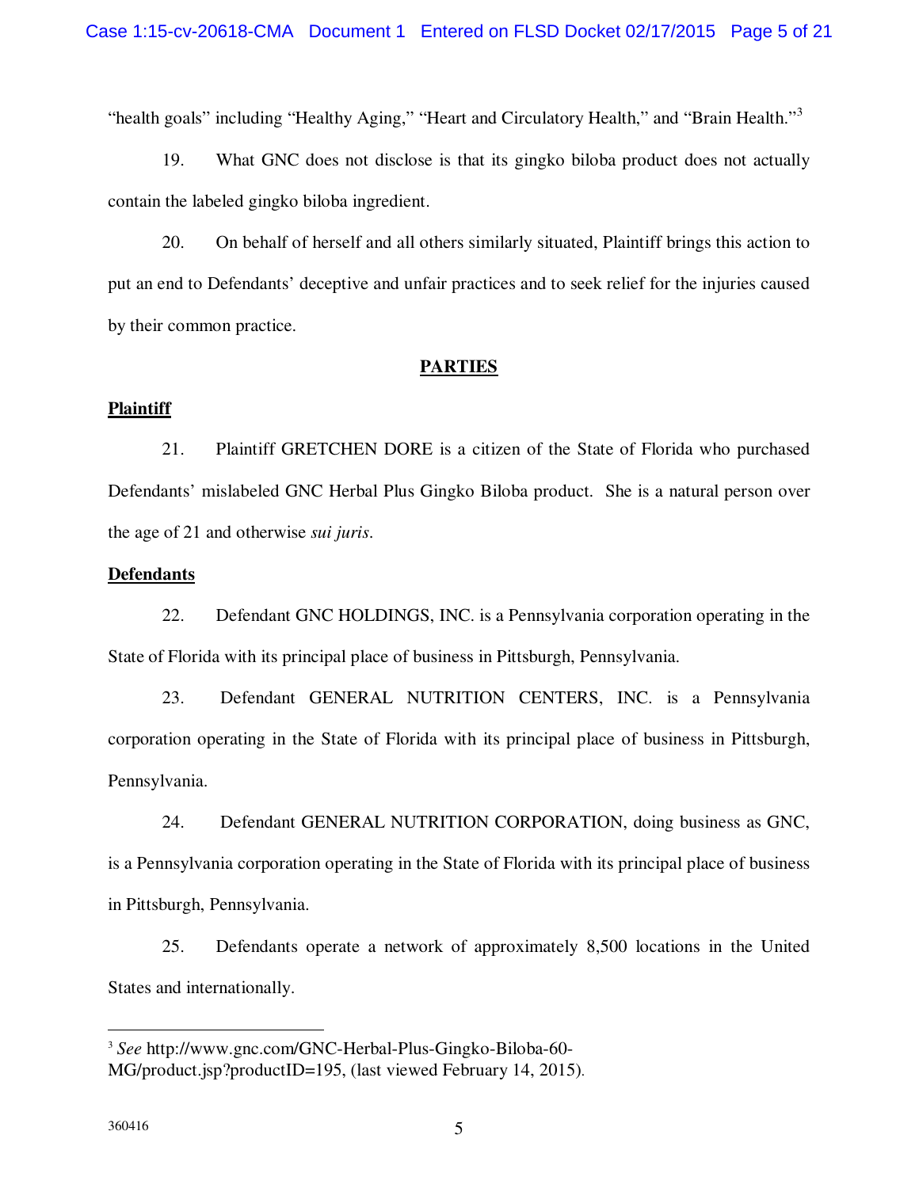"health goals" including "Healthy Aging," "Heart and Circulatory Health," and "Brain Health."[3]

19. What GNC does not disclose is that its gingko biloba product does not actually contain the labeled gingko biloba ingredient.

20. On behalf of herself and all others similarly situated, Plaintiff brings this action to put an end to Defendants' deceptive and unfair practices and to seek relief for the injuries caused by their common practice.

## PARTIES

### Plaintiff

21. Plaintiff GRETCHEN DORE is a citizen of the State of Florida who purchased Defendants' mislabeled GNC Herbal Plus Gingko Biloba product. She is a natural person over the age of 21 and otherwise *sui juris*.

### Defendants

22. Defendant GNC HOLDINGS, INC. is a Pennsylvania corporation operating in the State of Florida with its principal place of business in Pittsburgh, Pennsylvania.

23. Defendant GENERAL NUTRITION CENTERS, INC. is a Pennsylvania corporation operating in the State of Florida with its principal place of business in Pittsburgh, Pennsylvania.

24. Defendant GENERAL NUTRITION CORPORATION, doing business as GNC, is a Pennsylvania corporation operating in the State of Florida with its principal place of business in Pittsburgh, Pennsylvania.

25. Defendants operate a network of approximately 8,500 locations in the United States and internationally.

---

[3] *See* http://www.gnc.com/GNC-Herbal-Plus-Gingko-Biloba-60-MG/product.jsp?productID=195, (last viewed February 14, 2015).

360416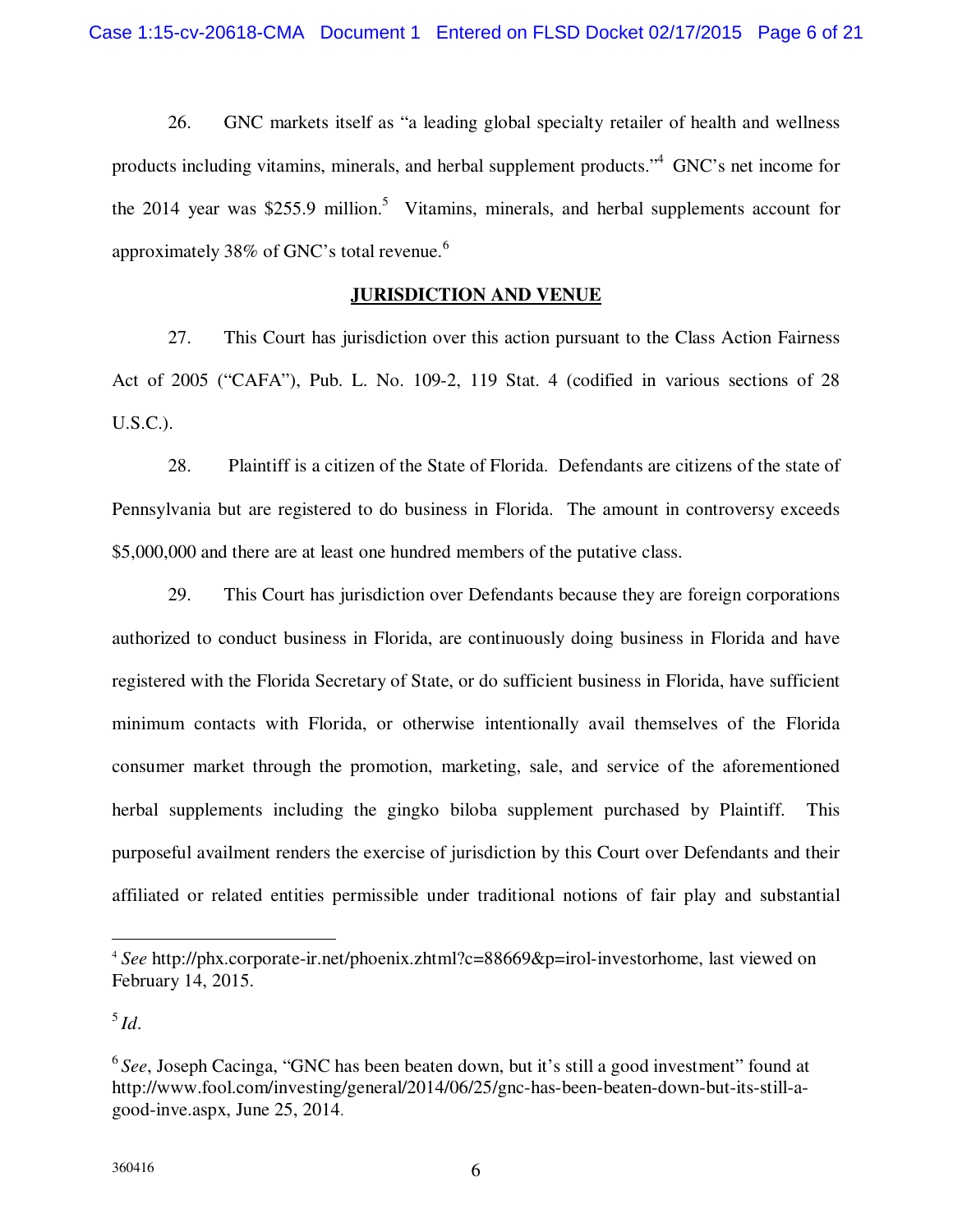26. GNC markets itself as "a leading global specialty retailer of health and wellness products including vitamins, minerals, and herbal supplement products."[4] GNC's net income for the 2014 year was $255.9 million.[5] Vitamins, minerals, and herbal supplements account for approximately 38% of GNC's total revenue.[6]

## JURISDICTION AND VENUE

27. This Court has jurisdiction over this action pursuant to the Class Action Fairness Act of 2005 ("CAFA"), Pub. L. No. 109-2, 119 Stat. 4 (codified in various sections of 28 U.S.C.).

28. Plaintiff is a citizen of the State of Florida. Defendants are citizens of the state of Pennsylvania but are registered to do business in Florida. The amount in controversy exceeds $5,000,000 and there are at least one hundred members of the putative class.

29. This Court has jurisdiction over Defendants because they are foreign corporations authorized to conduct business in Florida, are continuously doing business in Florida and have registered with the Florida Secretary of State, or do sufficient business in Florida, have sufficient minimum contacts with Florida, or otherwise intentionally avail themselves of the Florida consumer market through the promotion, marketing, sale, and service of the aforementioned herbal supplements including the gingko biloba supplement purchased by Plaintiff. This purposeful availment renders the exercise of jurisdiction by this Court over Defendants and their affiliated or related entities permissible under traditional notions of fair play and substantial

---

[4] *See* http://phx.corporate-ir.net/phoenix.zhtml?c=88669&p=irol-investorhome, last viewed on February 14, 2015.

[5] *Id*.

[6] *See*, Joseph Cacinga, "GNC has been beaten down, but it's still a good investment" found at http://www.fool.com/investing/general/2014/06/25/gnc-has-been-beaten-down-but-its-still-a-good-inve.aspx, June 25, 2014.

360416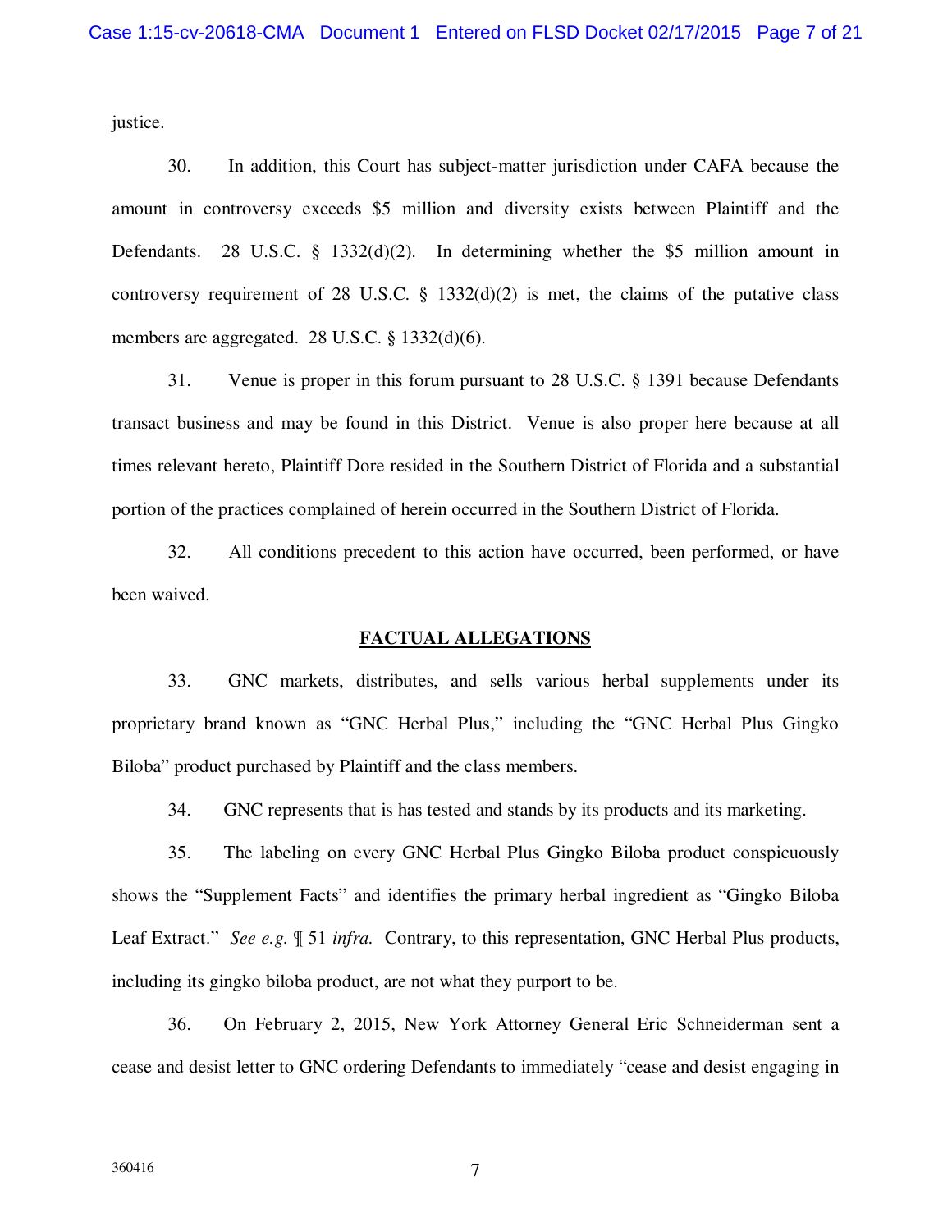justice.

30. In addition, this Court has subject-matter jurisdiction under CAFA because the amount in controversy exceeds $5 million and diversity exists between Plaintiff and the Defendants. 28 U.S.C. § 1332(d)(2). In determining whether the $5 million amount in controversy requirement of 28 U.S.C. § 1332(d)(2) is met, the claims of the putative class members are aggregated. 28 U.S.C. § 1332(d)(6).

31. Venue is proper in this forum pursuant to 28 U.S.C. § 1391 because Defendants transact business and may be found in this District. Venue is also proper here because at all times relevant hereto, Plaintiff Dore resided in the Southern District of Florida and a substantial portion of the practices complained of herein occurred in the Southern District of Florida.

32. All conditions precedent to this action have occurred, been performed, or have been waived.

**FACTUAL ALLEGATIONS**

33. GNC markets, distributes, and sells various herbal supplements under its proprietary brand known as "GNC Herbal Plus," including the "GNC Herbal Plus Gingko Biloba" product purchased by Plaintiff and the class members.

34. GNC represents that is has tested and stands by its products and its marketing.

35. The labeling on every GNC Herbal Plus Gingko Biloba product conspicuously shows the "Supplement Facts" and identifies the primary herbal ingredient as "Gingko Biloba Leaf Extract." *See e.g.* ¶ 51 *infra.* Contrary, to this representation, GNC Herbal Plus products, including its gingko biloba product, are not what they purport to be.

36. On February 2, 2015, New York Attorney General Eric Schneiderman sent a cease and desist letter to GNC ordering Defendants to immediately "cease and desist engaging in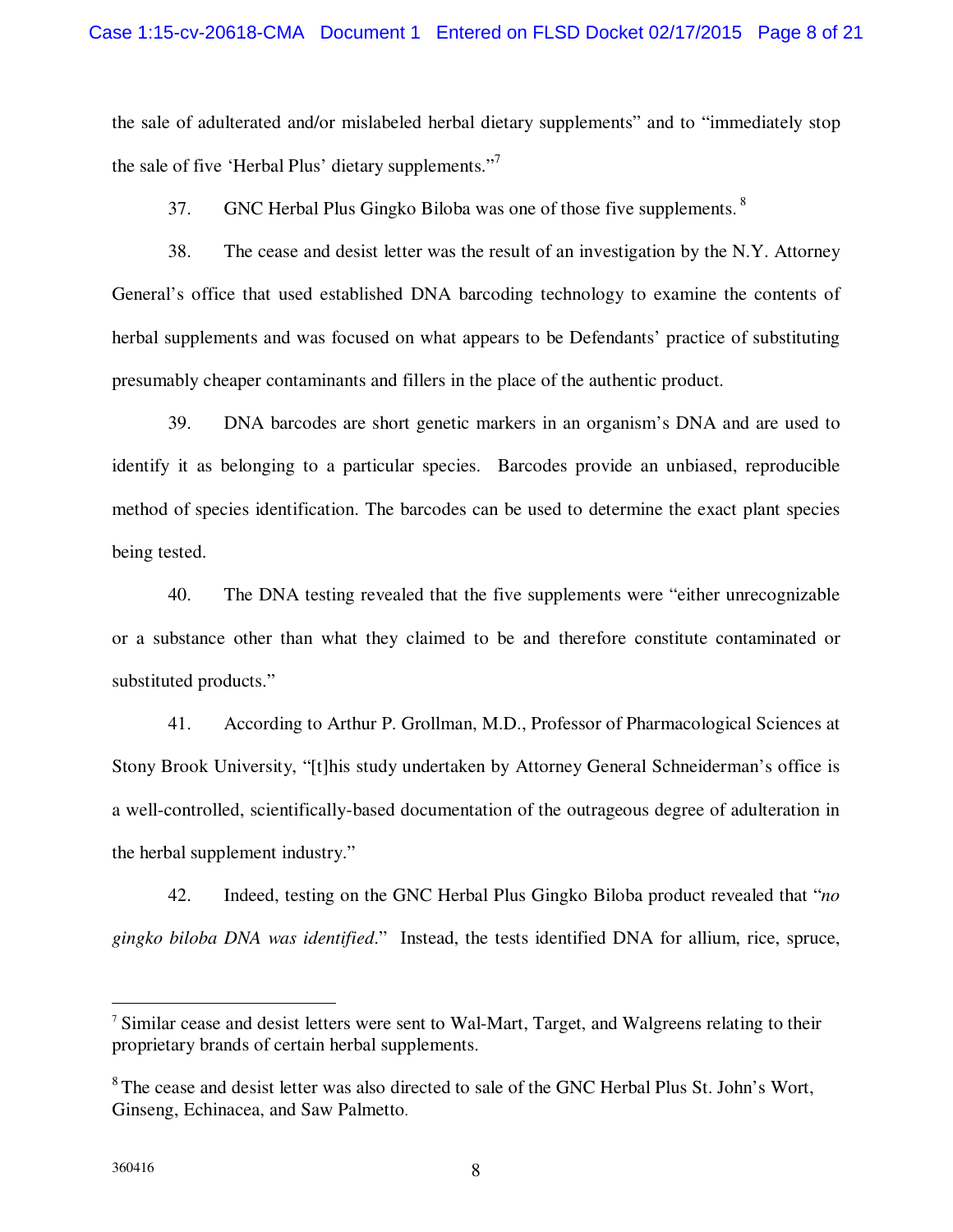the sale of adulterated and/or mislabeled herbal dietary supplements" and to "immediately stop the sale of five 'Herbal Plus' dietary supplements."[7]

37. GNC Herbal Plus Gingko Biloba was one of those five supplements.[8]

38. The cease and desist letter was the result of an investigation by the N.Y. Attorney General's office that used established DNA barcoding technology to examine the contents of herbal supplements and was focused on what appears to be Defendants' practice of substituting presumably cheaper contaminants and fillers in the place of the authentic product.

39. DNA barcodes are short genetic markers in an organism's DNA and are used to identify it as belonging to a particular species. Barcodes provide an unbiased, reproducible method of species identification. The barcodes can be used to determine the exact plant species being tested.

40. The DNA testing revealed that the five supplements were "either unrecognizable or a substance other than what they claimed to be and therefore constitute contaminated or substituted products."

41. According to Arthur P. Grollman, M.D., Professor of Pharmacological Sciences at Stony Brook University, "[t]his study undertaken by Attorney General Schneiderman's office is a well-controlled, scientifically-based documentation of the outrageous degree of adulteration in the herbal supplement industry."

42. Indeed, testing on the GNC Herbal Plus Gingko Biloba product revealed that "*no gingko biloba DNA was identified*." Instead, the tests identified DNA for allium, rice, spruce,

---

[7] Similar cease and desist letters were sent to Wal-Mart, Target, and Walgreens relating to their proprietary brands of certain herbal supplements.

[8] The cease and desist letter was also directed to sale of the GNC Herbal Plus St. John's Wort, Ginseng, Echinacea, and Saw Palmetto.

360416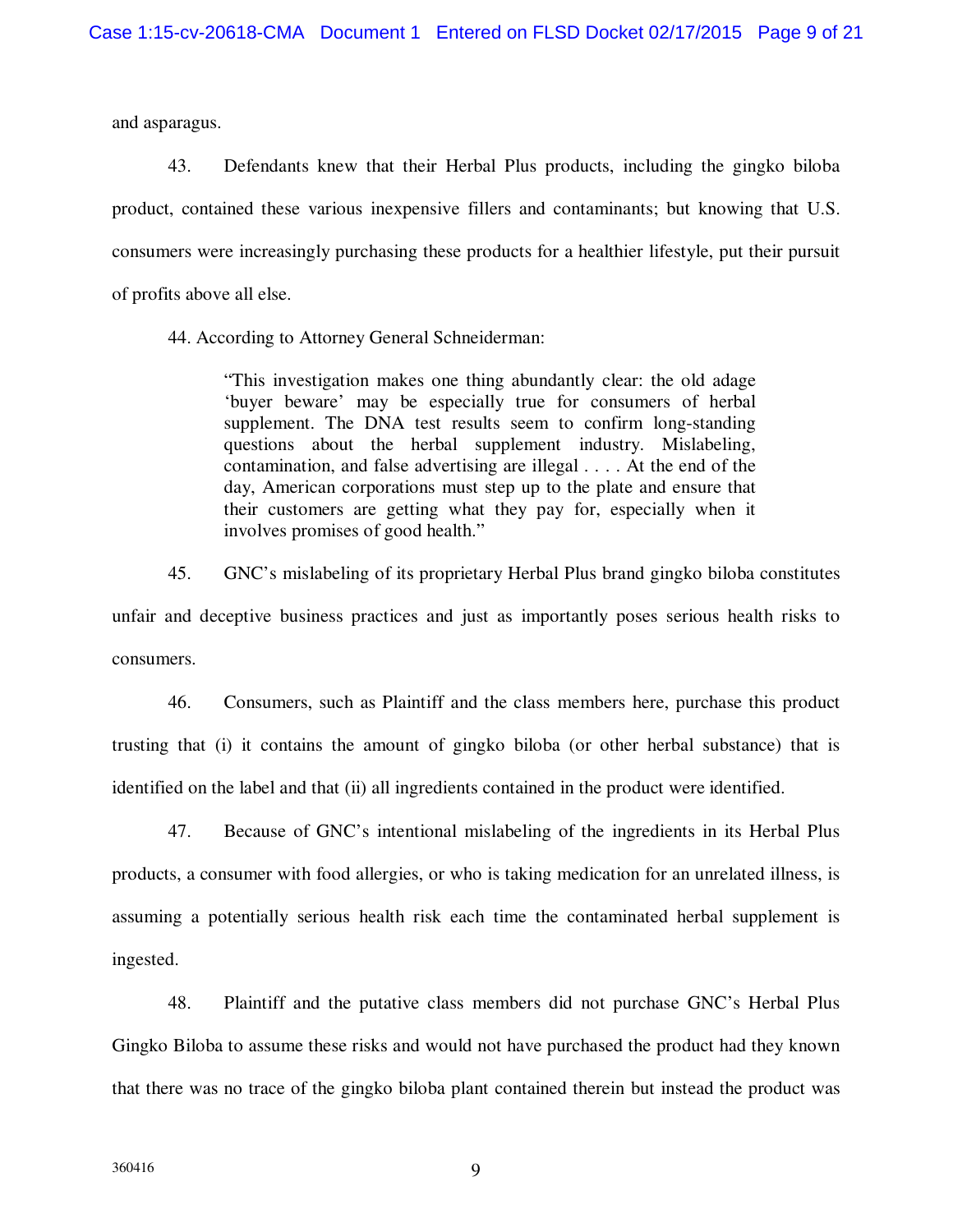and asparagus.

43. Defendants knew that their Herbal Plus products, including the gingko biloba product, contained these various inexpensive fillers and contaminants; but knowing that U.S. consumers were increasingly purchasing these products for a healthier lifestyle, put their pursuit of profits above all else.

44. According to Attorney General Schneiderman:

> "This investigation makes one thing abundantly clear: the old adage 'buyer beware' may be especially true for consumers of herbal supplement. The DNA test results seem to confirm long-standing questions about the herbal supplement industry. Mislabeling, contamination, and false advertising are illegal . . . . At the end of the day, American corporations must step up to the plate and ensure that their customers are getting what they pay for, especially when it involves promises of good health."

45. GNC's mislabeling of its proprietary Herbal Plus brand gingko biloba constitutes unfair and deceptive business practices and just as importantly poses serious health risks to consumers.

46. Consumers, such as Plaintiff and the class members here, purchase this product trusting that (i) it contains the amount of gingko biloba (or other herbal substance) that is identified on the label and that (ii) all ingredients contained in the product were identified.

47. Because of GNC's intentional mislabeling of the ingredients in its Herbal Plus products, a consumer with food allergies, or who is taking medication for an unrelated illness, is assuming a potentially serious health risk each time the contaminated herbal supplement is ingested.

48. Plaintiff and the putative class members did not purchase GNC's Herbal Plus Gingko Biloba to assume these risks and would not have purchased the product had they known that there was no trace of the gingko biloba plant contained therein but instead the product was

360416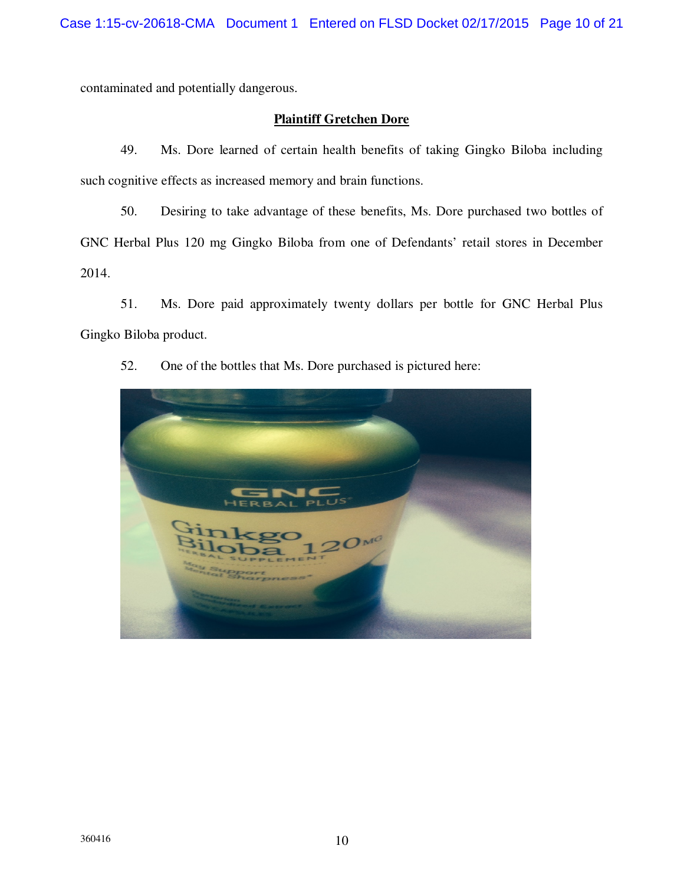contaminated and potentially dangerous.

**Plaintiff Gretchen Dore**

49. Ms. Dore learned of certain health benefits of taking Gingko Biloba including such cognitive effects as increased memory and brain functions.

50. Desiring to take advantage of these benefits, Ms. Dore purchased two bottles of GNC Herbal Plus 120 mg Gingko Biloba from one of Defendants' retail stores in December 2014.

51. Ms. Dore paid approximately twenty dollars per bottle for GNC Herbal Plus Gingko Biloba product.

52. One of the bottles that Ms. Dore purchased is pictured here: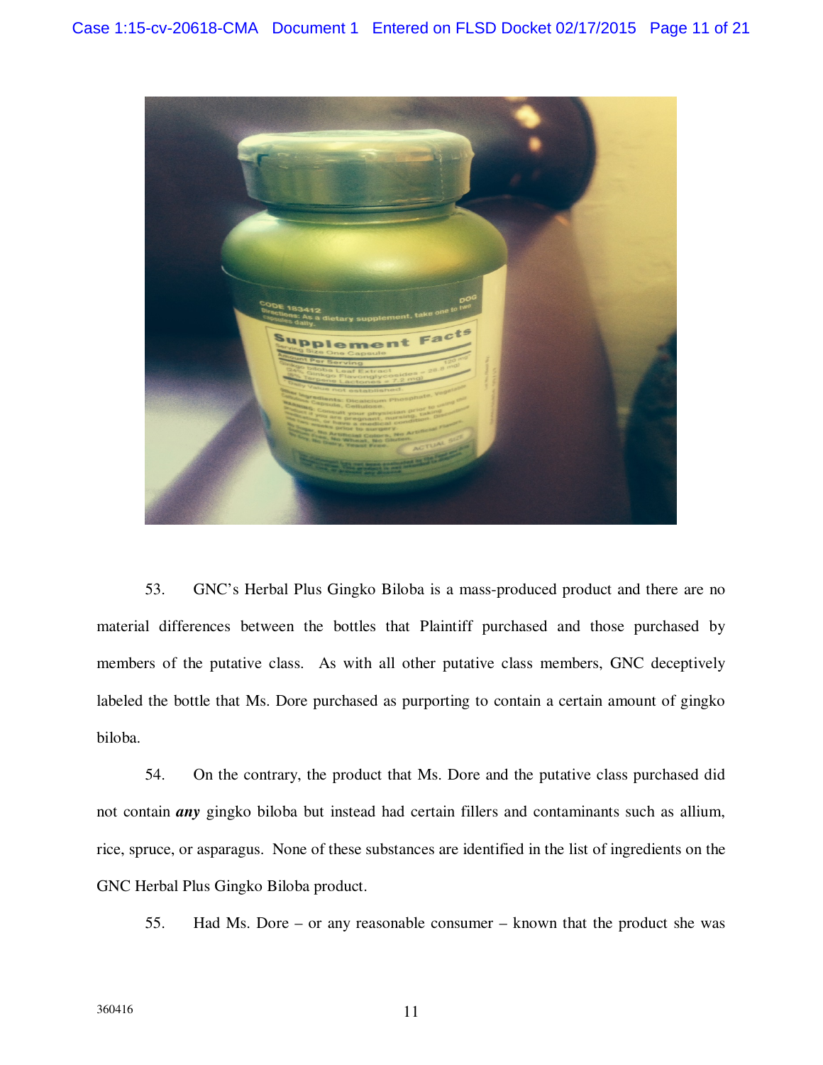53. GNC's Herbal Plus Gingko Biloba is a mass-produced product and there are no material differences between the bottles that Plaintiff purchased and those purchased by members of the putative class. As with all other putative class members, GNC deceptively labeled the bottle that Ms. Dore purchased as purporting to contain a certain amount of gingko biloba.

54. On the contrary, the product that Ms. Dore and the putative class purchased did not contain ***any*** gingko biloba but instead had certain fillers and contaminants such as allium, rice, spruce, or asparagus. None of these substances are identified in the list of ingredients on the GNC Herbal Plus Gingko Biloba product.

55. Had Ms. Dore – or any reasonable consumer – known that the product she was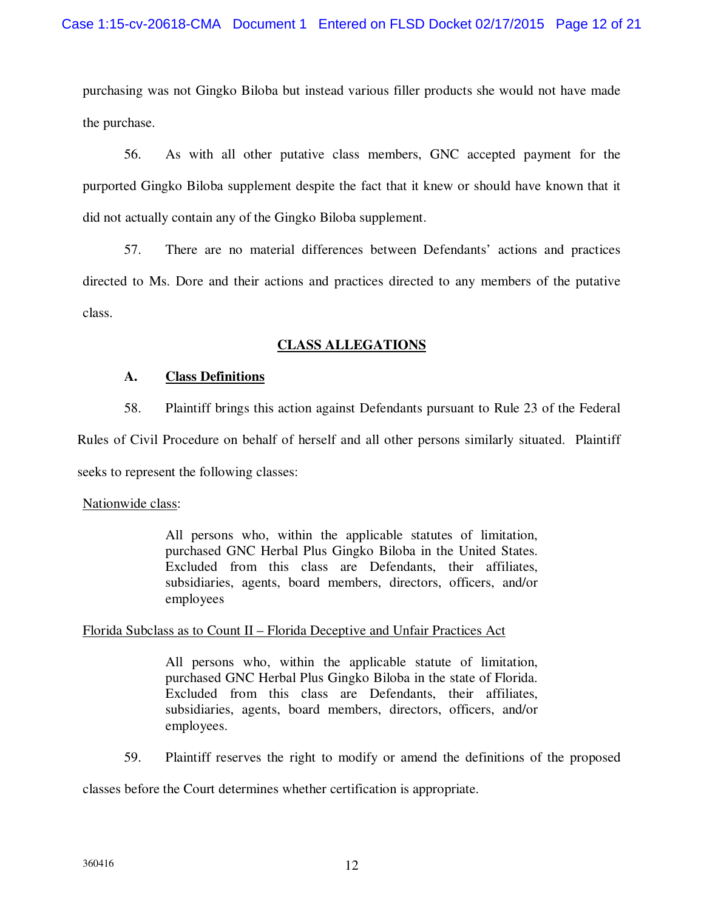purchasing was not Gingko Biloba but instead various filler products she would not have made the purchase.

56. As with all other putative class members, GNC accepted payment for the purported Gingko Biloba supplement despite the fact that it knew or should have known that it did not actually contain any of the Gingko Biloba supplement.

57. There are no material differences between Defendants' actions and practices directed to Ms. Dore and their actions and practices directed to any members of the putative class.

## CLASS ALLEGATIONS

### A. Class Definitions

58. Plaintiff brings this action against Defendants pursuant to Rule 23 of the Federal Rules of Civil Procedure on behalf of herself and all other persons similarly situated. Plaintiff seeks to represent the following classes:

Nationwide class:

> All persons who, within the applicable statutes of limitation, purchased GNC Herbal Plus Gingko Biloba in the United States. Excluded from this class are Defendants, their affiliates, subsidiaries, agents, board members, directors, officers, and/or employees

Florida Subclass as to Count II – Florida Deceptive and Unfair Practices Act

> All persons who, within the applicable statute of limitation, purchased GNC Herbal Plus Gingko Biloba in the state of Florida. Excluded from this class are Defendants, their affiliates, subsidiaries, agents, board members, directors, officers, and/or employees.

59. Plaintiff reserves the right to modify or amend the definitions of the proposed classes before the Court determines whether certification is appropriate.

360416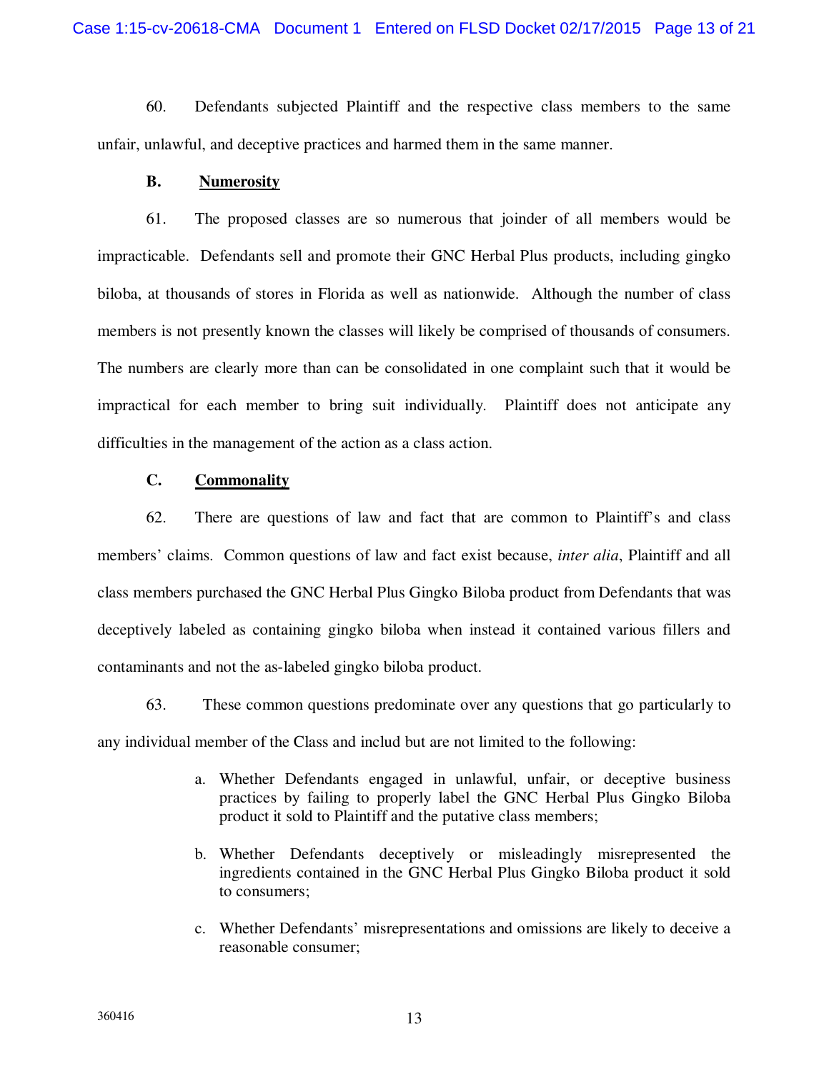60. Defendants subjected Plaintiff and the respective class members to the same unfair, unlawful, and deceptive practices and harmed them in the same manner.

**B. Numerosity**

61. The proposed classes are so numerous that joinder of all members would be impracticable. Defendants sell and promote their GNC Herbal Plus products, including gingko biloba, at thousands of stores in Florida as well as nationwide. Although the number of class members is not presently known the classes will likely be comprised of thousands of consumers. The numbers are clearly more than can be consolidated in one complaint such that it would be impractical for each member to bring suit individually. Plaintiff does not anticipate any difficulties in the management of the action as a class action.

**C. Commonality**

62. There are questions of law and fact that are common to Plaintiff's and class members' claims. Common questions of law and fact exist because, *inter alia*, Plaintiff and all class members purchased the GNC Herbal Plus Gingko Biloba product from Defendants that was deceptively labeled as containing gingko biloba when instead it contained various fillers and contaminants and not the as-labeled gingko biloba product.

63. These common questions predominate over any questions that go particularly to any individual member of the Class and includ but are not limited to the following:

a. Whether Defendants engaged in unlawful, unfair, or deceptive business practices by failing to properly label the GNC Herbal Plus Gingko Biloba product it sold to Plaintiff and the putative class members;

b. Whether Defendants deceptively or misleadingly misrepresented the ingredients contained in the GNC Herbal Plus Gingko Biloba product it sold to consumers;

c. Whether Defendants' misrepresentations and omissions are likely to deceive a reasonable consumer;

360416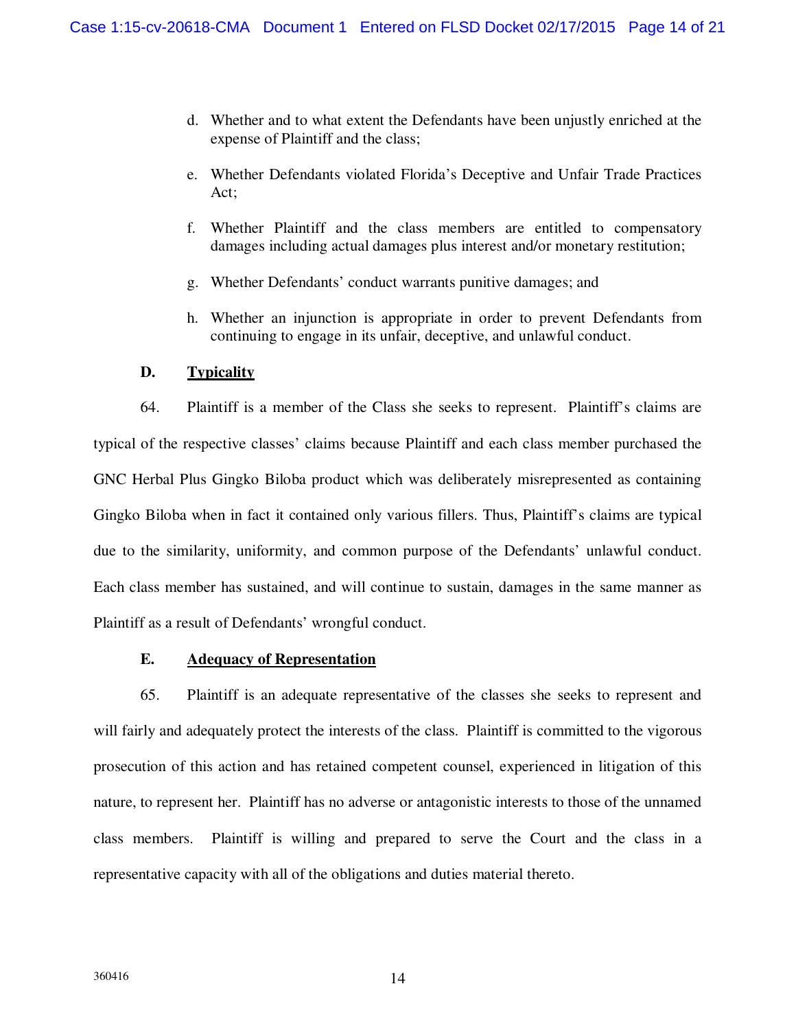d. Whether and to what extent the Defendants have been unjustly enriched at the expense of Plaintiff and the class;

e. Whether Defendants violated Florida's Deceptive and Unfair Trade Practices Act;

f. Whether Plaintiff and the class members are entitled to compensatory damages including actual damages plus interest and/or monetary restitution;

g. Whether Defendants' conduct warrants punitive damages; and

h. Whether an injunction is appropriate in order to prevent Defendants from continuing to engage in its unfair, deceptive, and unlawful conduct.

**D. Typicality**

64. Plaintiff is a member of the Class she seeks to represent. Plaintiff's claims are typical of the respective classes' claims because Plaintiff and each class member purchased the GNC Herbal Plus Gingko Biloba product which was deliberately misrepresented as containing Gingko Biloba when in fact it contained only various fillers. Thus, Plaintiff's claims are typical due to the similarity, uniformity, and common purpose of the Defendants' unlawful conduct. Each class member has sustained, and will continue to sustain, damages in the same manner as Plaintiff as a result of Defendants' wrongful conduct.

**E. Adequacy of Representation**

65. Plaintiff is an adequate representative of the classes she seeks to represent and will fairly and adequately protect the interests of the class. Plaintiff is committed to the vigorous prosecution of this action and has retained competent counsel, experienced in litigation of this nature, to represent her. Plaintiff has no adverse or antagonistic interests to those of the unnamed class members. Plaintiff is willing and prepared to serve the Court and the class in a representative capacity with all of the obligations and duties material thereto.

360416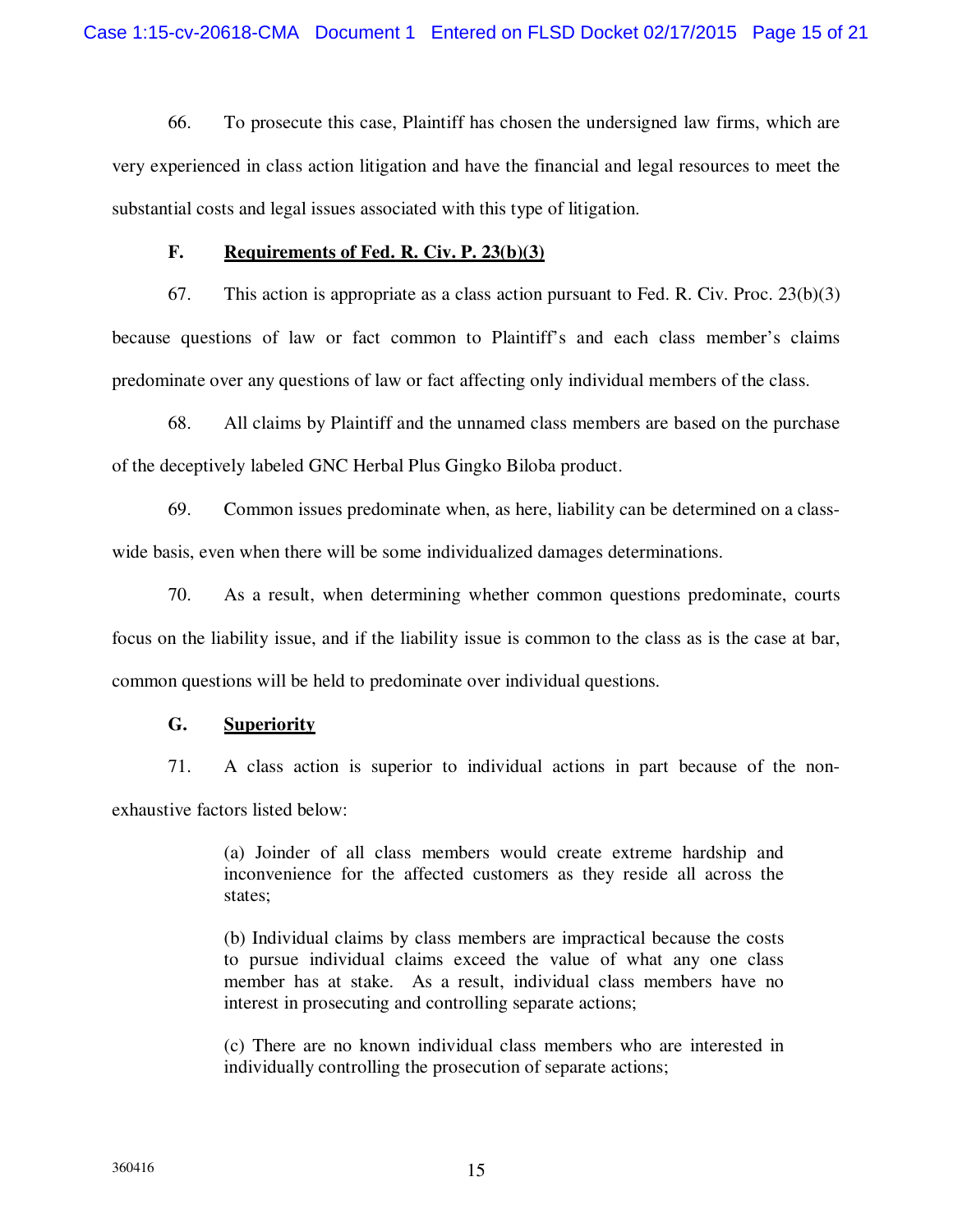66. To prosecute this case, Plaintiff has chosen the undersigned law firms, which are very experienced in class action litigation and have the financial and legal resources to meet the substantial costs and legal issues associated with this type of litigation.

### F. **Requirements of Fed. R. Civ. P. 23(b)(3)**

67. This action is appropriate as a class action pursuant to Fed. R. Civ. Proc. 23(b)(3) because questions of law or fact common to Plaintiff's and each class member's claims predominate over any questions of law or fact affecting only individual members of the class.

68. All claims by Plaintiff and the unnamed class members are based on the purchase of the deceptively labeled GNC Herbal Plus Gingko Biloba product.

69. Common issues predominate when, as here, liability can be determined on a class-wide basis, even when there will be some individualized damages determinations.

70. As a result, when determining whether common questions predominate, courts focus on the liability issue, and if the liability issue is common to the class as is the case at bar, common questions will be held to predominate over individual questions.

### G. **Superiority**

71. A class action is superior to individual actions in part because of the non-exhaustive factors listed below:

> (a) Joinder of all class members would create extreme hardship and inconvenience for the affected customers as they reside all across the states;
>
> (b) Individual claims by class members are impractical because the costs to pursue individual claims exceed the value of what any one class member has at stake. As a result, individual class members have no interest in prosecuting and controlling separate actions;
>
> (c) There are no known individual class members who are interested in individually controlling the prosecution of separate actions;

360416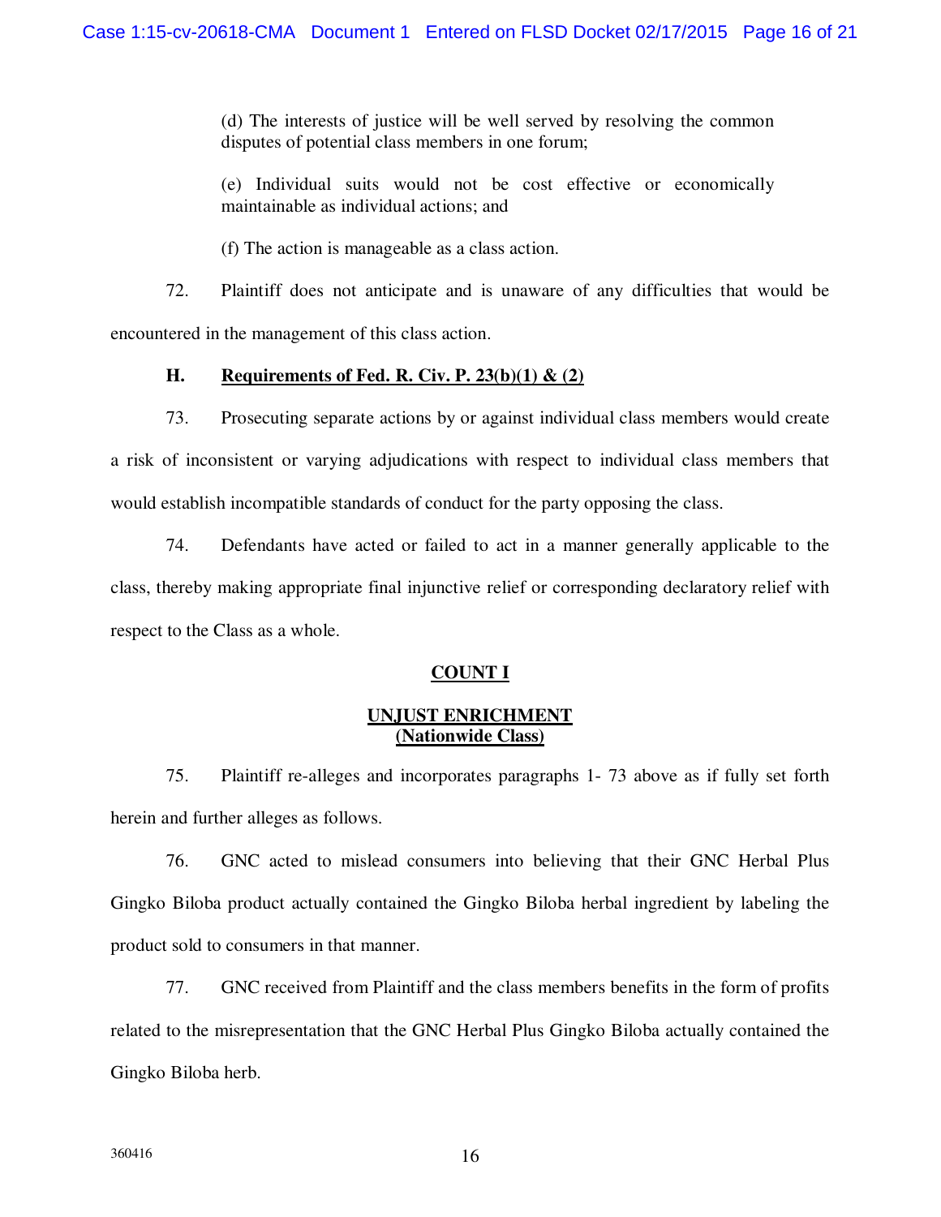(d) The interests of justice will be well served by resolving the common disputes of potential class members in one forum;

(e) Individual suits would not be cost effective or economically maintainable as individual actions; and

(f) The action is manageable as a class action.

72. Plaintiff does not anticipate and is unaware of any difficulties that would be encountered in the management of this class action.

### H. Requirements of Fed. R. Civ. P. 23(b)(1) & (2)

73. Prosecuting separate actions by or against individual class members would create a risk of inconsistent or varying adjudications with respect to individual class members that would establish incompatible standards of conduct for the party opposing the class.

74. Defendants have acted or failed to act in a manner generally applicable to the class, thereby making appropriate final injunctive relief or corresponding declaratory relief with respect to the Class as a whole.

## COUNT I

## UNJUST ENRICHMENT
**(Nationwide Class)**

75. Plaintiff re-alleges and incorporates paragraphs 1- 73 above as if fully set forth herein and further alleges as follows.

76. GNC acted to mislead consumers into believing that their GNC Herbal Plus Gingko Biloba product actually contained the Gingko Biloba herbal ingredient by labeling the product sold to consumers in that manner.

77. GNC received from Plaintiff and the class members benefits in the form of profits related to the misrepresentation that the GNC Herbal Plus Gingko Biloba actually contained the Gingko Biloba herb.

360416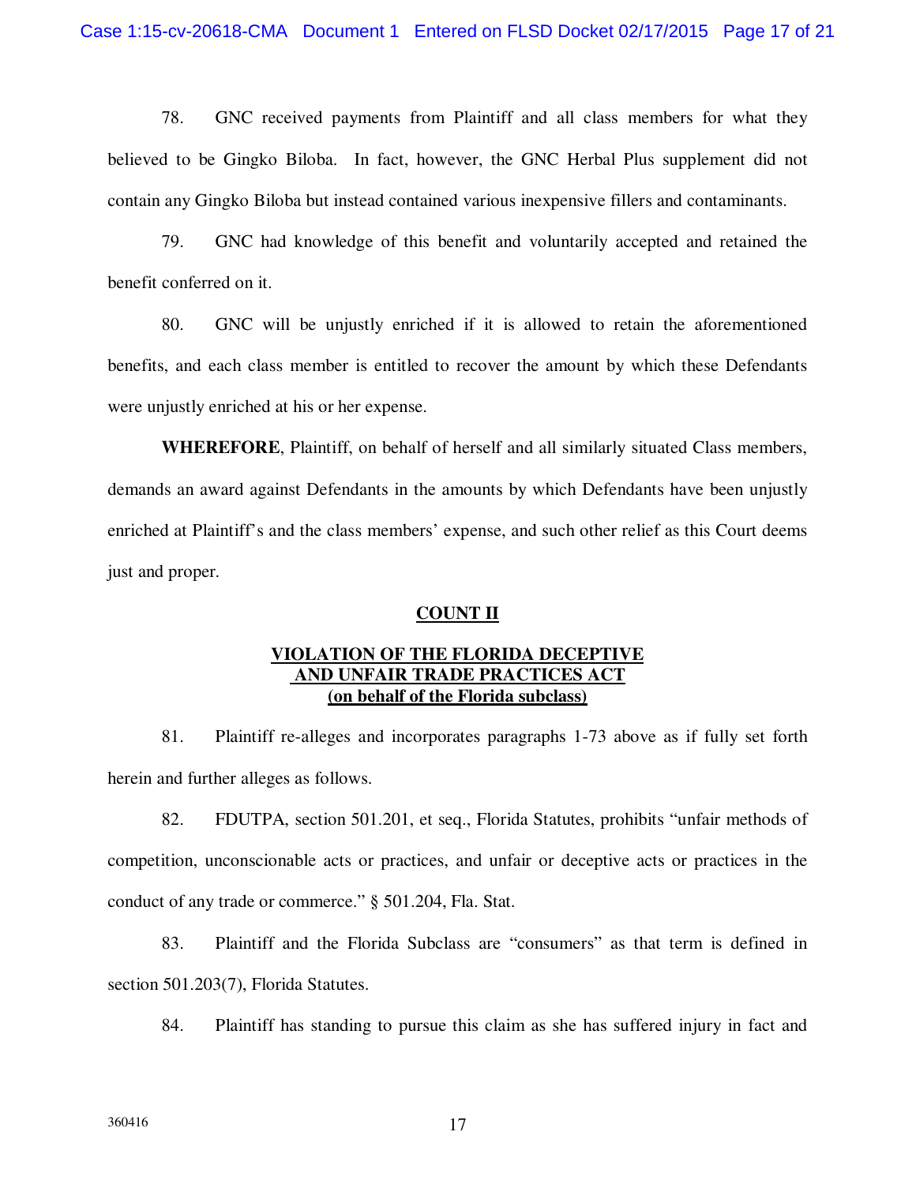78. GNC received payments from Plaintiff and all class members for what they believed to be Gingko Biloba. In fact, however, the GNC Herbal Plus supplement did not contain any Gingko Biloba but instead contained various inexpensive fillers and contaminants.

79. GNC had knowledge of this benefit and voluntarily accepted and retained the benefit conferred on it.

80. GNC will be unjustly enriched if it is allowed to retain the aforementioned benefits, and each class member is entitled to recover the amount by which these Defendants were unjustly enriched at his or her expense.

**WHEREFORE**, Plaintiff, on behalf of herself and all similarly situated Class members, demands an award against Defendants in the amounts by which Defendants have been unjustly enriched at Plaintiff's and the class members' expense, and such other relief as this Court deems just and proper.

## COUNT II

## VIOLATION OF THE FLORIDA DECEPTIVE AND UNFAIR TRADE PRACTICES ACT (on behalf of the Florida subclass)

81. Plaintiff re-alleges and incorporates paragraphs 1-73 above as if fully set forth herein and further alleges as follows.

82. FDUTPA, section 501.201, et seq., Florida Statutes, prohibits "unfair methods of competition, unconscionable acts or practices, and unfair or deceptive acts or practices in the conduct of any trade or commerce." § 501.204, Fla. Stat.

83. Plaintiff and the Florida Subclass are "consumers" as that term is defined in section 501.203(7), Florida Statutes.

84. Plaintiff has standing to pursue this claim as she has suffered injury in fact and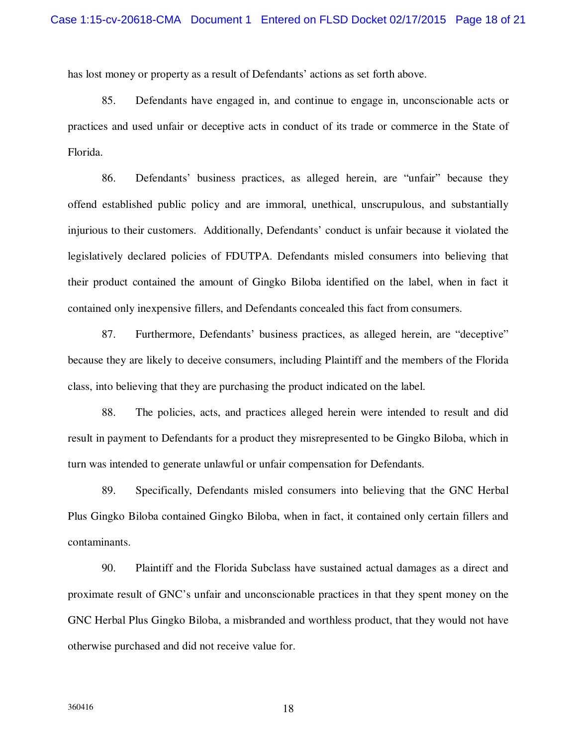has lost money or property as a result of Defendants' actions as set forth above.

85. Defendants have engaged in, and continue to engage in, unconscionable acts or practices and used unfair or deceptive acts in conduct of its trade or commerce in the State of Florida.

86. Defendants' business practices, as alleged herein, are "unfair" because they offend established public policy and are immoral, unethical, unscrupulous, and substantially injurious to their customers. Additionally, Defendants' conduct is unfair because it violated the legislatively declared policies of FDUTPA. Defendants misled consumers into believing that their product contained the amount of Gingko Biloba identified on the label, when in fact it contained only inexpensive fillers, and Defendants concealed this fact from consumers.

87. Furthermore, Defendants' business practices, as alleged herein, are "deceptive" because they are likely to deceive consumers, including Plaintiff and the members of the Florida class, into believing that they are purchasing the product indicated on the label.

88. The policies, acts, and practices alleged herein were intended to result and did result in payment to Defendants for a product they misrepresented to be Gingko Biloba, which in turn was intended to generate unlawful or unfair compensation for Defendants.

89. Specifically, Defendants misled consumers into believing that the GNC Herbal Plus Gingko Biloba contained Gingko Biloba, when in fact, it contained only certain fillers and contaminants.

90. Plaintiff and the Florida Subclass have sustained actual damages as a direct and proximate result of GNC's unfair and unconscionable practices in that they spent money on the GNC Herbal Plus Gingko Biloba, a misbranded and worthless product, that they would not have otherwise purchased and did not receive value for.

360416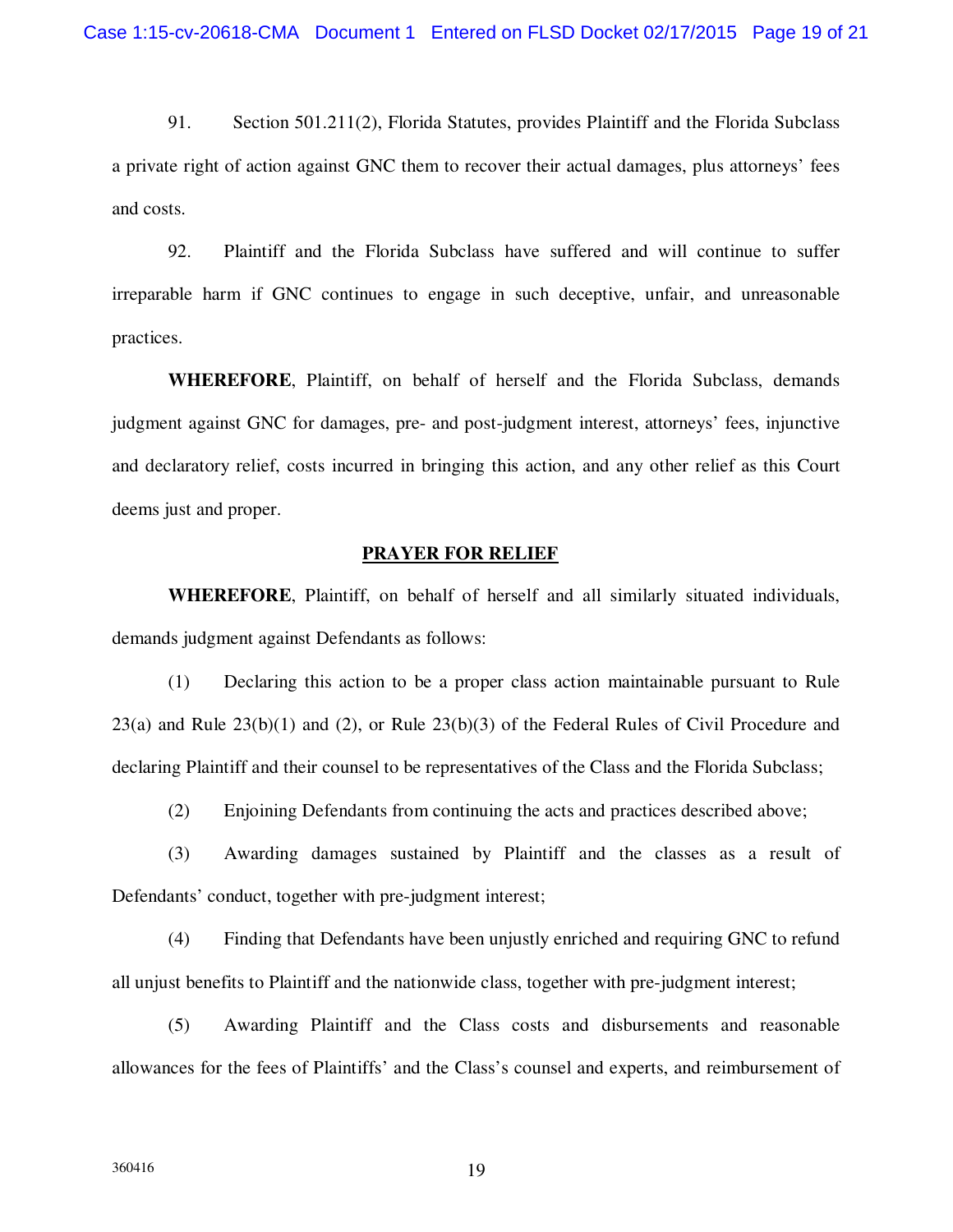91. Section 501.211(2), Florida Statutes, provides Plaintiff and the Florida Subclass a private right of action against GNC them to recover their actual damages, plus attorneys' fees and costs.

92. Plaintiff and the Florida Subclass have suffered and will continue to suffer irreparable harm if GNC continues to engage in such deceptive, unfair, and unreasonable practices.

**WHEREFORE**, Plaintiff, on behalf of herself and the Florida Subclass, demands judgment against GNC for damages, pre- and post-judgment interest, attorneys' fees, injunctive and declaratory relief, costs incurred in bringing this action, and any other relief as this Court deems just and proper.

## PRAYER FOR RELIEF

**WHEREFORE**, Plaintiff, on behalf of herself and all similarly situated individuals, demands judgment against Defendants as follows:

(1) Declaring this action to be a proper class action maintainable pursuant to Rule 23(a) and Rule 23(b)(1) and (2), or Rule 23(b)(3) of the Federal Rules of Civil Procedure and declaring Plaintiff and their counsel to be representatives of the Class and the Florida Subclass;

(2) Enjoining Defendants from continuing the acts and practices described above;

(3) Awarding damages sustained by Plaintiff and the classes as a result of Defendants' conduct, together with pre-judgment interest;

(4) Finding that Defendants have been unjustly enriched and requiring GNC to refund all unjust benefits to Plaintiff and the nationwide class, together with pre-judgment interest;

(5) Awarding Plaintiff and the Class costs and disbursements and reasonable allowances for the fees of Plaintiffs' and the Class's counsel and experts, and reimbursement of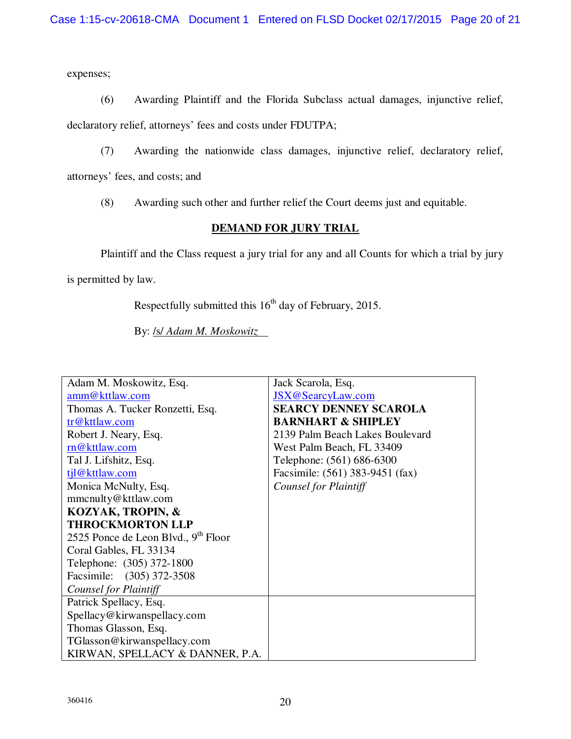expenses;

(6) Awarding Plaintiff and the Florida Subclass actual damages, injunctive relief, declaratory relief, attorneys' fees and costs under FDUTPA;

(7) Awarding the nationwide class damages, injunctive relief, declaratory relief, attorneys' fees, and costs; and

(8) Awarding such other and further relief the Court deems just and equitable.

## DEMAND FOR JURY TRIAL

Plaintiff and the Class request a jury trial for any and all Counts for which a trial by jury is permitted by law.

Respectfully submitted this 16th day of February, 2015.

By: */s/ Adam M. Moskowitz*

| | |
|---|---|
| Adam M. Moskowitz, Esq.<br>amm@kttlaw.com<br>Thomas A. Tucker Ronzetti, Esq.<br>tr@kttlaw.com<br>Robert J. Neary, Esq.<br>rn@kttlaw.com<br>Tal J. Lifshitz, Esq.<br>tjl@kttlaw.com<br>Monica McNulty, Esq.<br>mmcnulty@kttlaw.com<br>**KOZYAK, TROPIN, & THROCKMORTON LLP**<br>2525 Ponce de Leon Blvd., 9th Floor<br>Coral Gables, FL 33134<br>Telephone: (305) 372-1800<br>Facsimile: (305) 372-3508<br>*Counsel for Plaintiff* | Jack Scarola, Esq.<br>JSX@SearcyLaw.com<br>**SEARCY DENNEY SCAROLA BARNHART & SHIPLEY**<br>2139 Palm Beach Lakes Boulevard<br>West Palm Beach, FL 33409<br>Telephone: (561) 686-6300<br>Facsimile: (561) 383-9451 (fax)<br>*Counsel for Plaintiff* |
| Patrick Spellacy, Esq.<br>Spellacy@kirwanspellacy.com<br>Thomas Glasson, Esq.<br>TGlasson@kirwanspellacy.com<br>KIRWAN, SPELLACY & DANNER, P.A. | |

360416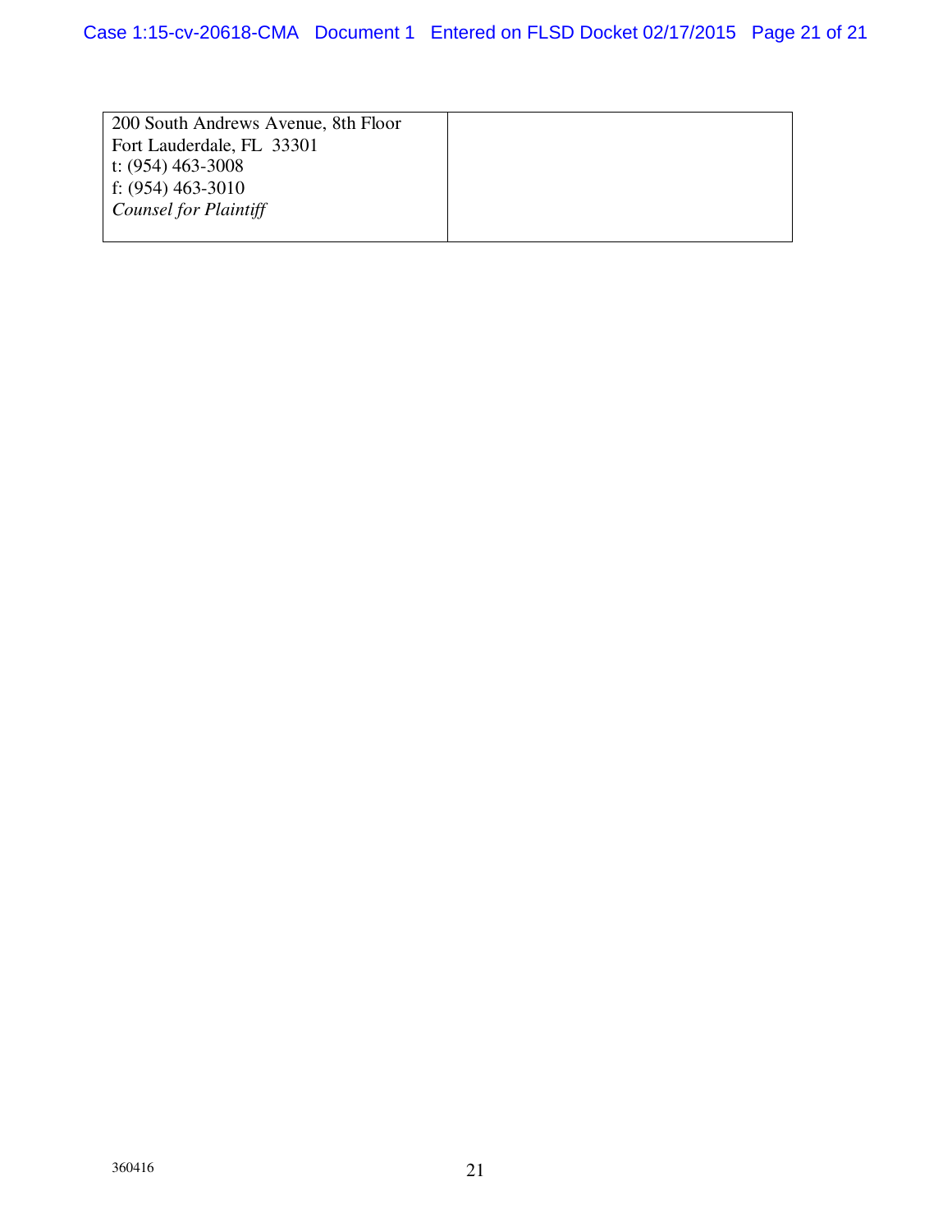| 200 South Andrews Avenue, 8th Floor<br>Fort Lauderdale, FL 33301<br>t: (954) 463-3008<br>f: (954) 463-3010<br>*Counsel for Plaintiff* | |
|---|---|

360416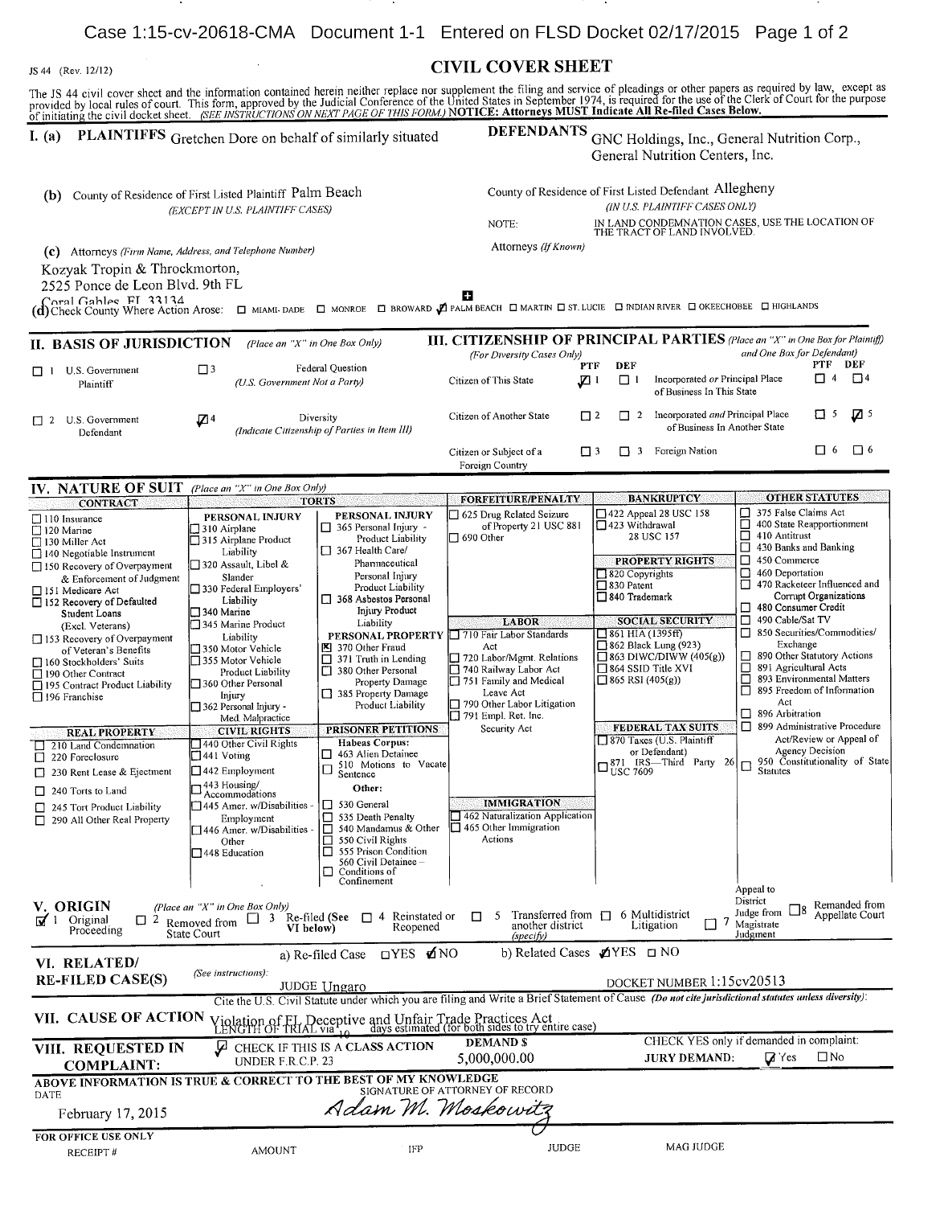JS 44 (Rev. 12/12)

# CIVIL COVER SHEET

The JS 44 civil cover sheet and the information contained herein neither replace nor supplement the filing and service of pleadings or other papers as required by law, except as provided by local rules of court. This form, approved by the Judicial Conference of the United States in September 1974, is required for the use of the Clerk of Court for the purpose of initiating the civil docket sheet. *(SEE INSTRUCTIONS ON NEXT PAGE OF THIS FORM.)* **NOTICE: Attorneys MUST Indicate All Re-filed Cases Below.**

**I. (a) PLAINTIFFS** Gretchen Dore on behalf of similarly situated

**DEFENDANTS** GNC Holdings, Inc., General Nutrition Corp., General Nutrition Centers, Inc.

**(b)** County of Residence of First Listed Plaintiff Palm Beach
*(EXCEPT IN U.S. PLAINTIFF CASES)*

County of Residence of First Listed Defendant Allegheny
*(IN U.S. PLAINTIFF CASES ONLY)*

NOTE: IN LAND CONDEMNATION CASES, USE THE LOCATION OF THE TRACT OF LAND INVOLVED.

**(c)** Attorneys *(Firm Name, Address, and Telephone Number)*
Kozyak Tropin & Throckmorton,
2525 Ponce de Leon Blvd. 9th FL
Coral Gables, FL 33134

Attorneys *(If Known)*

**(d)** Check County Where Action Arose: ☐ MIAMI-DADE ☐ MONROE ☐ BROWARD ☑ PALM BEACH ☐ MARTIN ☐ ST. LUCIE ☐ INDIAN RIVER ☐ OKEECHOBEE ☐ HIGHLANDS

**II. BASIS OF JURISDICTION** *(Place an "X" in One Box Only)*

- ☐ 1 U.S. Government Plaintiff
- ☐ 3 Federal Question *(U.S. Government Not a Party)*
- ☐ 2 U.S. Government Defendant
- ☑ 4 Diversity *(Indicate Citizenship of Parties in Item III)*

**III. CITIZENSHIP OF PRINCIPAL PARTIES** *(Place an "X" in One Box for Plaintiff and One Box for Defendant)* *(For Diversity Cases Only)*

| | PTF | DEF | | PTF | DEF |
|---|---|---|---|---|---|
| Citizen of This State | ☑ 1 | ☐ 1 | Incorporated *or* Principal Place of Business In This State | ☐ 4 | ☐ 4 |
| Citizen of Another State | ☐ 2 | ☐ 2 | Incorporated *and* Principal Place of Business In Another State | ☐ 5 | ☑ 5 |
| Citizen or Subject of a Foreign Country | ☐ 3 | ☐ 3 | Foreign Nation | ☐ 6 | ☐ 6 |

**IV. NATURE OF SUIT** *(Place an "X" in One Box Only)*

**CONTRACT**
- ☐ 110 Insurance
- ☐ 120 Marine
- ☐ 130 Miller Act
- ☐ 140 Negotiable Instrument
- ☐ 150 Recovery of Overpayment & Enforcement of Judgment
- ☐ 151 Medicare Act
- ☐ 152 Recovery of Defaulted Student Loans (Excl. Veterans)
- ☐ 153 Recovery of Overpayment of Veteran's Benefits
- ☐ 160 Stockholders' Suits
- ☐ 190 Other Contract
- ☐ 195 Contract Product Liability
- ☐ 196 Franchise

**REAL PROPERTY**
- ☐ 210 Land Condemnation
- ☐ 220 Foreclosure
- ☐ 230 Rent Lease & Ejectment
- ☐ 240 Torts to Land
- ☐ 245 Tort Product Liability
- ☐ 290 All Other Real Property

**TORTS**

PERSONAL INJURY
- ☐ 310 Airplane
- ☐ 315 Airplane Product Liability
- ☐ 320 Assault, Libel & Slander
- ☐ 330 Federal Employers' Liability
- ☐ 340 Marine
- ☐ 345 Marine Product Liability
- ☐ 350 Motor Vehicle
- ☐ 355 Motor Vehicle Product Liability
- ☐ 360 Other Personal Injury
- ☐ 362 Personal Injury - Med. Malpractice

PERSONAL INJURY
- ☐ 365 Personal Injury - Product Liability
- ☐ 367 Health Care/ Pharmaceutical Personal Injury Product Liability
- ☐ 368 Asbestos Personal Injury Product Liability

PERSONAL PROPERTY
- ☒ 370 Other Fraud
- ☐ 371 Truth in Lending
- ☐ 380 Other Personal Property Damage
- ☐ 385 Property Damage Product Liability

**CIVIL RIGHTS**
- ☐ 440 Other Civil Rights
- ☐ 441 Voting
- ☐ 442 Employment
- ☐ 443 Housing/ Accommodations
- ☐ 445 Amer. w/Disabilities - Employment
- ☐ 446 Amer. w/Disabilities - Other
- ☐ 448 Education

**PRISONER PETITIONS**

Habeas Corpus:
- ☐ 463 Alien Detainee
- ☐ 510 Motions to Vacate Sentence

Other:
- ☐ 530 General
- ☐ 535 Death Penalty
- ☐ 540 Mandamus & Other
- ☐ 550 Civil Rights
- ☐ 555 Prison Condition
- ☐ 560 Civil Detainee – Conditions of Confinement

**FORFEITURE/PENALTY**
- ☐ 625 Drug Related Seizure of Property 21 USC 881
- ☐ 690 Other

**LABOR**
- ☐ 710 Fair Labor Standards Act
- ☐ 720 Labor/Mgmt. Relations
- ☐ 740 Railway Labor Act
- ☐ 751 Family and Medical Leave Act
- ☐ 790 Other Labor Litigation
- ☐ 791 Empl. Ret. Inc. Security Act

**IMMIGRATION**
- ☐ 462 Naturalization Application
- ☐ 465 Other Immigration Actions

**BANKRUPTCY**
- ☐ 422 Appeal 28 USC 158
- ☐ 423 Withdrawal 28 USC 157

**PROPERTY RIGHTS**
- ☐ 820 Copyrights
- ☐ 830 Patent
- ☐ 840 Trademark

**SOCIAL SECURITY**
- ☐ 861 HIA (1395ff)
- ☐ 862 Black Lung (923)
- ☐ 863 DIWC/DIWW (405(g))
- ☐ 864 SSID Title XVI
- ☐ 865 RSI (405(g))

**FEDERAL TAX SUITS**
- ☐ 870 Taxes (U.S. Plaintiff or Defendant)
- ☐ 871 IRS—Third Party 26 USC 7609

**OTHER STATUTES**
- ☐ 375 False Claims Act
- ☐ 400 State Reapportionment
- ☐ 410 Antitrust
- ☐ 430 Banks and Banking
- ☐ 450 Commerce
- ☐ 460 Deportation
- ☐ 470 Racketeer Influenced and Corrupt Organizations
- ☐ 480 Consumer Credit
- ☐ 490 Cable/Sat TV
- ☐ 850 Securities/Commodities/ Exchange
- ☐ 890 Other Statutory Actions
- ☐ 891 Agricultural Acts
- ☐ 893 Environmental Matters
- ☐ 895 Freedom of Information Act
- ☐ 896 Arbitration
- ☐ 899 Administrative Procedure Act/Review or Appeal of Agency Decision
- ☐ 950 Constitutionality of State Statutes

**V. ORIGIN** *(Place an "X" in One Box Only)*

☑ 1 Original Proceeding ☐ 2 Removed from State Court ☐ 3 Re-filed (See VI below) ☐ 4 Reinstated or Reopened ☐ 5 Transferred from another district *(specify)* ☐ 6 Multidistrict Litigation ☐ 7 Appeal to District Judge from Magistrate Judgment ☐ 8 Remanded from Appellate Court

**VI. RELATED/ RE-FILED CASE(S)** *(See instructions)*: a) Re-filed Case ☐YES ☑NO b) Related Cases ☑YES ☐NO

JUDGE Ungaro DOCKET NUMBER 1:15cv20513

**VII. CAUSE OF ACTION** Cite the U.S. Civil Statute under which you are filing and Write a Brief Statement of Cause *(Do not cite jurisdictional statutes unless diversity)*:
Violation of FL Deceptive and Unfair Trade Practices Act
LENGTH OF TRIAL via 10 days estimated (for both sides to try entire case)

**VIII. REQUESTED IN COMPLAINT:** ☑ CHECK IF THIS IS A CLASS ACTION UNDER F.R.C.P. 23

DEMAND $ 5,000,000.00

CHECK YES only if demanded in complaint: JURY DEMAND: ☑ Yes ☐ No

**ABOVE INFORMATION IS TRUE & CORRECT TO THE BEST OF MY KNOWLEDGE**

DATE February 17, 2015

SIGNATURE OF ATTORNEY OF RECORD Adam M. Moskowitz

**FOR OFFICE USE ONLY**

RECEIPT # AMOUNT IFP JUDGE MAG JUDGE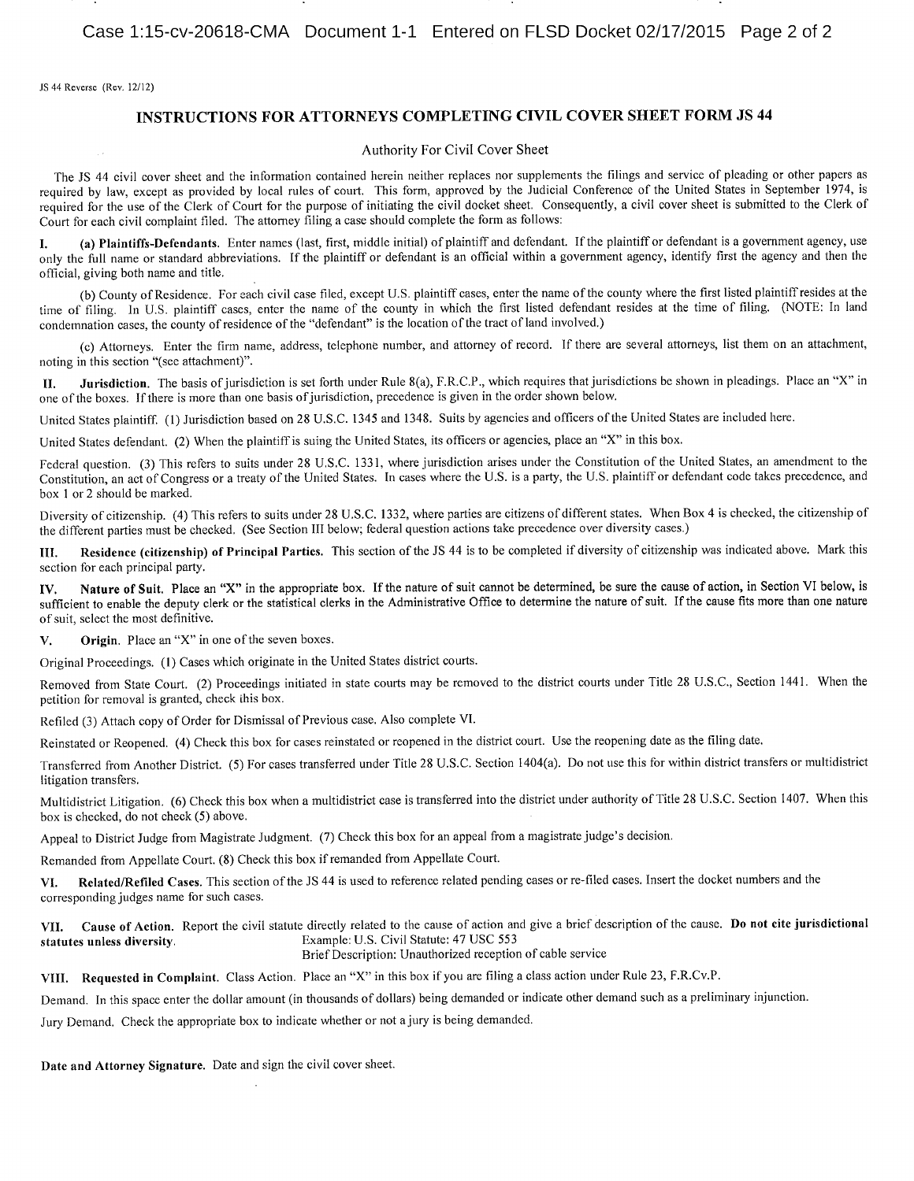JS 44 Reverse (Rev. 12/12)

## INSTRUCTIONS FOR ATTORNEYS COMPLETING CIVIL COVER SHEET FORM JS 44

### Authority For Civil Cover Sheet

The JS 44 civil cover sheet and the information contained herein neither replaces nor supplements the filings and service of pleading or other papers as required by law, except as provided by local rules of court. This form, approved by the Judicial Conference of the United States in September 1974, is required for the use of the Clerk of Court for the purpose of initiating the civil docket sheet. Consequently, a civil cover sheet is submitted to the Clerk of Court for each civil complaint filed. The attorney filing a case should complete the form as follows:

**I. (a) Plaintiffs-Defendants.** Enter names (last, first, middle initial) of plaintiff and defendant. If the plaintiff or defendant is a government agency, use only the full name or standard abbreviations. If the plaintiff or defendant is an official within a government agency, identify first the agency and then the official, giving both name and title.

(b) County of Residence. For each civil case filed, except U.S. plaintiff cases, enter the name of the county where the first listed plaintiff resides at the time of filing. In U.S. plaintiff cases, enter the name of the county in which the first listed defendant resides at the time of filing. (NOTE: In land condemnation cases, the county of residence of the "defendant" is the location of the tract of land involved.)

(c) Attorneys. Enter the firm name, address, telephone number, and attorney of record. If there are several attorneys, list them on an attachment, noting in this section "(see attachment)".

**II. Jurisdiction.** The basis of jurisdiction is set forth under Rule 8(a), F.R.C.P., which requires that jurisdictions be shown in pleadings. Place an "X" in one of the boxes. If there is more than one basis of jurisdiction, precedence is given in the order shown below.

United States plaintiff. (1) Jurisdiction based on 28 U.S.C. 1345 and 1348. Suits by agencies and officers of the United States are included here.

United States defendant. (2) When the plaintiff is suing the United States, its officers or agencies, place an "X" in this box.

Federal question. (3) This refers to suits under 28 U.S.C. 1331, where jurisdiction arises under the Constitution of the United States, an amendment to the Constitution, an act of Congress or a treaty of the United States. In cases where the U.S. is a party, the U.S. plaintiff or defendant code takes precedence, and box 1 or 2 should be marked.

Diversity of citizenship. (4) This refers to suits under 28 U.S.C. 1332, where parties are citizens of different states. When Box 4 is checked, the citizenship of the different parties must be checked. (See Section III below; federal question actions take precedence over diversity cases.)

**III. Residence (citizenship) of Principal Parties.** This section of the JS 44 is to be completed if diversity of citizenship was indicated above. Mark this section for each principal party.

**IV. Nature of Suit.** Place an "X" in the appropriate box. **If the nature of suit cannot be determined, be sure the cause of action, in Section VI below, is sufficient to enable the deputy clerk or the statistical clerks in the Administrative Office to determine the nature of suit.** If the cause fits more than one nature of suit, select the most definitive.

**V. Origin.** Place an "X" in one of the seven boxes.

Original Proceedings. (1) Cases which originate in the United States district courts.

Removed from State Court. (2) Proceedings initiated in state courts may be removed to the district courts under Title 28 U.S.C., Section 1441. When the petition for removal is granted, check this box.

Refiled (3) Attach copy of Order for Dismissal of Previous case. Also complete VI.

Reinstated or Reopened. (4) Check this box for cases reinstated or reopened in the district court. Use the reopening date as the filing date.

Transferred from Another District. (5) For cases transferred under Title 28 U.S.C. Section 1404(a). Do not use this for within district transfers or multidistrict litigation transfers.

Multidistrict Litigation. (6) Check this box when a multidistrict case is transferred into the district under authority of Title 28 U.S.C. Section 1407. When this box is checked, do not check (5) above.

Appeal to District Judge from Magistrate Judgment. (7) Check this box for an appeal from a magistrate judge's decision.

Remanded from Appellate Court. (8) Check this box if remanded from Appellate Court.

**VI. Related/Refiled Cases.** This section of the JS 44 is used to reference related pending cases or re-filed cases. Insert the docket numbers and the corresponding judges name for such cases.

**VII. Cause of Action.** Report the civil statute directly related to the cause of action and give a brief description of the cause. **Do not cite jurisdictional statutes unless diversity.** Example: U.S. Civil Statute: 47 USC 553
Brief Description: Unauthorized reception of cable service

**VIII. Requested in Complaint.** Class Action. Place an "X" in this box if you are filing a class action under Rule 23, F.R.Cv.P.

Demand. In this space enter the dollar amount (in thousands of dollars) being demanded or indicate other demand such as a preliminary injunction.

Jury Demand. Check the appropriate box to indicate whether or not a jury is being demanded.

**Date and Attorney Signature.** Date and sign the civil cover sheet.